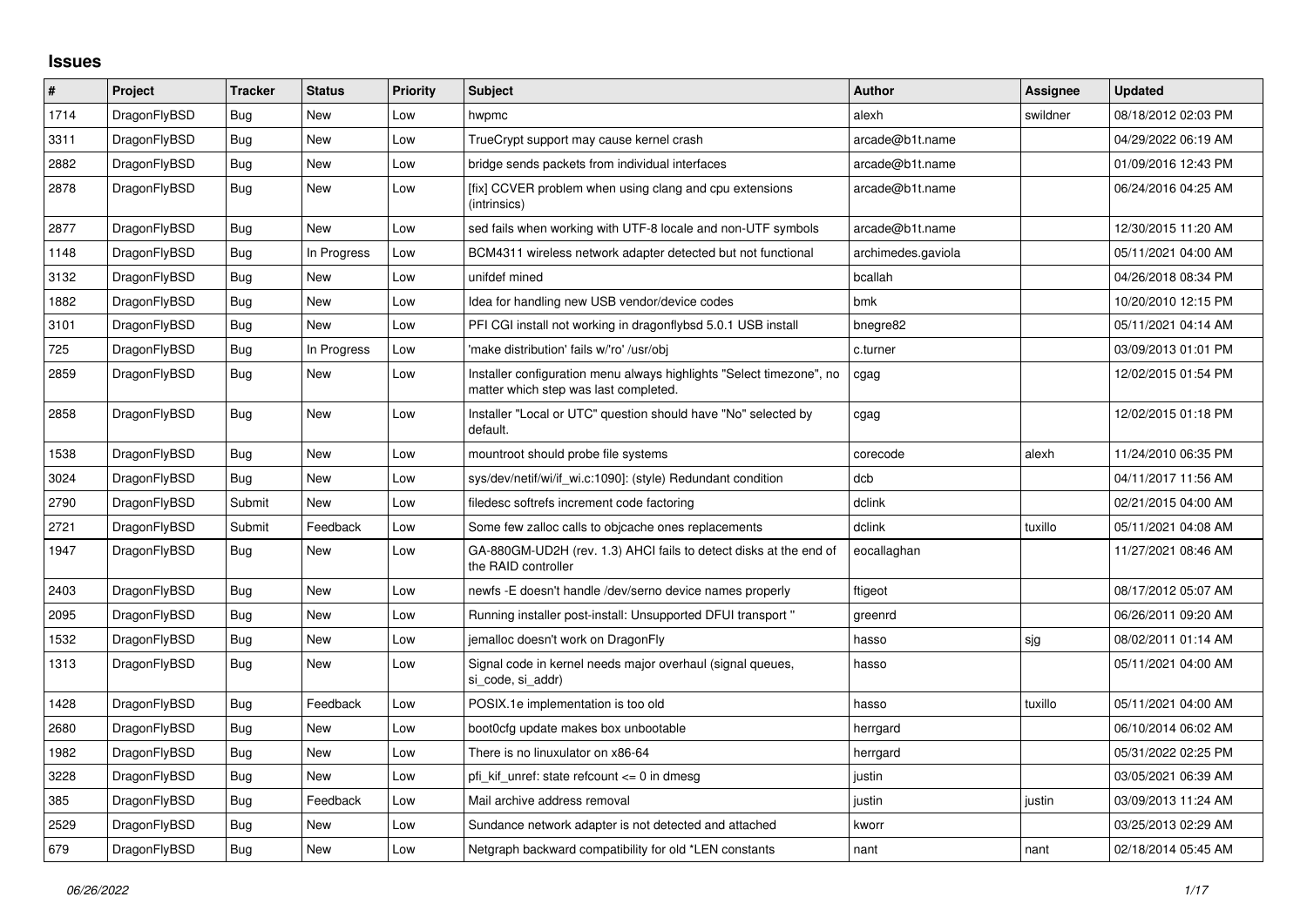# Issues

| # | Project | Tracker | Status | Priority | Subject | Author | Assignee | Updated |
|---|---|---|---|---|---|---|---|---|
| 1714 | DragonFlyBSD | Bug | New | Low | hwpmc | alexh | swildner | 08/18/2012 02:03 PM |
| 3311 | DragonFlyBSD | Bug | New | Low | TrueCrypt support may cause kernel crash | arcade@b1t.name | | 04/29/2022 06:19 AM |
| 2882 | DragonFlyBSD | Bug | New | Low | bridge sends packets from individual interfaces | arcade@b1t.name | | 01/09/2016 12:43 PM |
| 2878 | DragonFlyBSD | Bug | New | Low | [fix] CCVER problem when using clang and cpu extensions (intrinsics) | arcade@b1t.name | | 06/24/2016 04:25 AM |
| 2877 | DragonFlyBSD | Bug | New | Low | sed fails when working with UTF-8 locale and non-UTF symbols | arcade@b1t.name | | 12/30/2015 11:20 AM |
| 1148 | DragonFlyBSD | Bug | In Progress | Low | BCM4311 wireless network adapter detected but not functional | archimedes.gaviola | | 05/11/2021 04:00 AM |
| 3132 | DragonFlyBSD | Bug | New | Low | unifdef mined | bcallah | | 04/26/2018 08:34 PM |
| 1882 | DragonFlyBSD | Bug | New | Low | Idea for handling new USB vendor/device codes | bmk | | 10/20/2010 12:15 PM |
| 3101 | DragonFlyBSD | Bug | New | Low | PFI CGI install not working in dragonflybsd 5.0.1 USB install | bnegre82 | | 05/11/2021 04:14 AM |
| 725 | DragonFlyBSD | Bug | In Progress | Low | 'make distribution' fails w/'ro' /usr/obj | c.turner | | 03/09/2013 01:01 PM |
| 2859 | DragonFlyBSD | Bug | New | Low | Installer configuration menu always highlights "Select timezone", no matter which step was last completed. | cgag | | 12/02/2015 01:54 PM |
| 2858 | DragonFlyBSD | Bug | New | Low | Installer "Local or UTC" question should have "No" selected by default. | cgag | | 12/02/2015 01:18 PM |
| 1538 | DragonFlyBSD | Bug | New | Low | mountroot should probe file systems | corecode | alexh | 11/24/2010 06:35 PM |
| 3024 | DragonFlyBSD | Bug | New | Low | sys/dev/netif/wi/if_wi.c:1090]: (style) Redundant condition | dcb | | 04/11/2017 11:56 AM |
| 2790 | DragonFlyBSD | Submit | New | Low | filedesc softrefs increment code factoring | dclink | | 02/21/2015 04:00 AM |
| 2721 | DragonFlyBSD | Submit | Feedback | Low | Some few zalloc calls to objcache ones replacements | dclink | tuxillo | 05/11/2021 04:08 AM |
| 1947 | DragonFlyBSD | Bug | New | Low | GA-880GM-UD2H (rev. 1.3) AHCI fails to detect disks at the end of the RAID controller | eocallaghan | | 11/27/2021 08:46 AM |
| 2403 | DragonFlyBSD | Bug | New | Low | newfs -E doesn't handle /dev/serno device names properly | ftigeot | | 08/17/2012 05:07 AM |
| 2095 | DragonFlyBSD | Bug | New | Low | Running installer post-install: Unsupported DFUI transport " | greenrd | | 06/26/2011 09:20 AM |
| 1532 | DragonFlyBSD | Bug | New | Low | jemalloc doesn't work on DragonFly | hasso | sjg | 08/02/2011 01:14 AM |
| 1313 | DragonFlyBSD | Bug | New | Low | Signal code in kernel needs major overhaul (signal queues, si_code, si_addr) | hasso | | 05/11/2021 04:00 AM |
| 1428 | DragonFlyBSD | Bug | Feedback | Low | POSIX.1e implementation is too old | hasso | tuxillo | 05/11/2021 04:00 AM |
| 2680 | DragonFlyBSD | Bug | New | Low | boot0cfg update makes box unbootable | herrgard | | 06/10/2014 06:02 AM |
| 1982 | DragonFlyBSD | Bug | New | Low | There is no linuxulator on x86-64 | herrgard | | 05/31/2022 02:25 PM |
| 3228 | DragonFlyBSD | Bug | New | Low | pfi_kif_unref: state refcount <= 0 in dmesg | justin | | 03/05/2021 06:39 AM |
| 385 | DragonFlyBSD | Bug | Feedback | Low | Mail archive address removal | justin | justin | 03/09/2013 11:24 AM |
| 2529 | DragonFlyBSD | Bug | New | Low | Sundance network adapter is not detected and attached | kworr | | 03/25/2013 02:29 AM |
| 679 | DragonFlyBSD | Bug | New | Low | Netgraph backward compatibility for old *LEN constants | nant | nant | 02/18/2014 05:45 AM |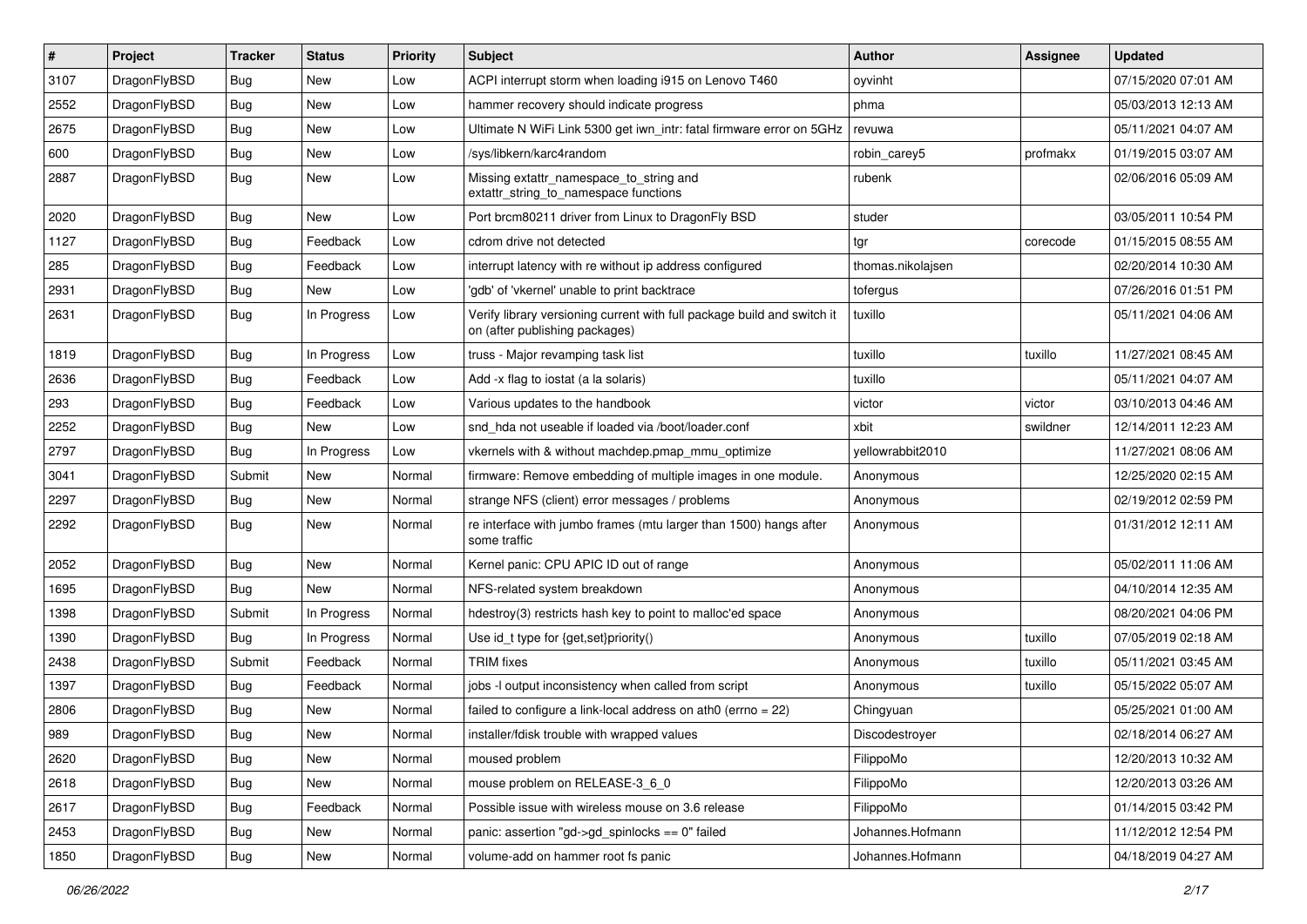| # | Project | Tracker | Status | Priority | Subject | Author | Assignee | Updated |
|---|---|---|---|---|---|---|---|---|
| 3107 | DragonFlyBSD | Bug | New | Low | ACPI interrupt storm when loading i915 on Lenovo T460 | oyvinht | | 07/15/2020 07:01 AM |
| 2552 | DragonFlyBSD | Bug | New | Low | hammer recovery should indicate progress | phma | | 05/03/2013 12:13 AM |
| 2675 | DragonFlyBSD | Bug | New | Low | Ultimate N WiFi Link 5300 get iwn_intr: fatal firmware error on 5GHz | revuwa | | 05/11/2021 04:07 AM |
| 600 | DragonFlyBSD | Bug | New | Low | /sys/libkern/karc4random | robin_carey5 | profmakx | 01/19/2015 03:07 AM |
| 2887 | DragonFlyBSD | Bug | New | Low | Missing extattr_namespace_to_string and extattr_string_to_namespace functions | rubenk | | 02/06/2016 05:09 AM |
| 2020 | DragonFlyBSD | Bug | New | Low | Port brcm80211 driver from Linux to DragonFly BSD | studer | | 03/05/2011 10:54 PM |
| 1127 | DragonFlyBSD | Bug | Feedback | Low | cdrom drive not detected | tgr | corecode | 01/15/2015 08:55 AM |
| 285 | DragonFlyBSD | Bug | Feedback | Low | interrupt latency with re without ip address configured | thomas.nikolajsen | | 02/20/2014 10:30 AM |
| 2931 | DragonFlyBSD | Bug | New | Low | 'gdb' of 'vkernel' unable to print backtrace | tofergus | | 07/26/2016 01:51 PM |
| 2631 | DragonFlyBSD | Bug | In Progress | Low | Verify library versioning current with full package build and switch it on (after publishing packages) | tuxillo | | 05/11/2021 04:06 AM |
| 1819 | DragonFlyBSD | Bug | In Progress | Low | truss - Major revamping task list | tuxillo | tuxillo | 11/27/2021 08:45 AM |
| 2636 | DragonFlyBSD | Bug | Feedback | Low | Add -x flag to iostat (a la solaris) | tuxillo | | 05/11/2021 04:07 AM |
| 293 | DragonFlyBSD | Bug | Feedback | Low | Various updates to the handbook | victor | victor | 03/10/2013 04:46 AM |
| 2252 | DragonFlyBSD | Bug | New | Low | snd_hda not useable if loaded via /boot/loader.conf | xbit | swildner | 12/14/2011 12:23 AM |
| 2797 | DragonFlyBSD | Bug | In Progress | Low | vkernels with & without machdep.pmap_mmu_optimize | yellowrabbit2010 | | 11/27/2021 08:06 AM |
| 3041 | DragonFlyBSD | Submit | New | Normal | firmware: Remove embedding of multiple images in one module. | Anonymous | | 12/25/2020 02:15 AM |
| 2297 | DragonFlyBSD | Bug | New | Normal | strange NFS (client) error messages / problems | Anonymous | | 02/19/2012 02:59 PM |
| 2292 | DragonFlyBSD | Bug | New | Normal | re interface with jumbo frames (mtu larger than 1500) hangs after some traffic | Anonymous | | 01/31/2012 12:11 AM |
| 2052 | DragonFlyBSD | Bug | New | Normal | Kernel panic: CPU APIC ID out of range | Anonymous | | 05/02/2011 11:06 AM |
| 1695 | DragonFlyBSD | Bug | New | Normal | NFS-related system breakdown | Anonymous | | 04/10/2014 12:35 AM |
| 1398 | DragonFlyBSD | Submit | In Progress | Normal | hdestroy(3) restricts hash key to point to malloc'ed space | Anonymous | | 08/20/2021 04:06 PM |
| 1390 | DragonFlyBSD | Bug | In Progress | Normal | Use id_t type for {get,set}priority() | Anonymous | tuxillo | 07/05/2019 02:18 AM |
| 2438 | DragonFlyBSD | Submit | Feedback | Normal | TRIM fixes | Anonymous | tuxillo | 05/11/2021 03:45 AM |
| 1397 | DragonFlyBSD | Bug | Feedback | Normal | jobs -l output inconsistency when called from script | Anonymous | tuxillo | 05/15/2022 05:07 AM |
| 2806 | DragonFlyBSD | Bug | New | Normal | failed to configure a link-local address on ath0 (errno = 22) | Chingyuan | | 05/25/2021 01:00 AM |
| 989 | DragonFlyBSD | Bug | New | Normal | installer/fdisk trouble with wrapped values | Discodestroyer | | 02/18/2014 06:27 AM |
| 2620 | DragonFlyBSD | Bug | New | Normal | moused problem | FilippoMo | | 12/20/2013 10:32 AM |
| 2618 | DragonFlyBSD | Bug | New | Normal | mouse problem on RELEASE-3_6_0 | FilippoMo | | 12/20/2013 03:26 AM |
| 2617 | DragonFlyBSD | Bug | Feedback | Normal | Possible issue with wireless mouse on 3.6 release | FilippoMo | | 01/14/2015 03:42 PM |
| 2453 | DragonFlyBSD | Bug | New | Normal | panic: assertion "gd->gd_spinlocks == 0" failed | Johannes.Hofmann | | 11/12/2012 12:54 PM |
| 1850 | DragonFlyBSD | Bug | New | Normal | volume-add on hammer root fs panic | Johannes.Hofmann | | 04/18/2019 04:27 AM |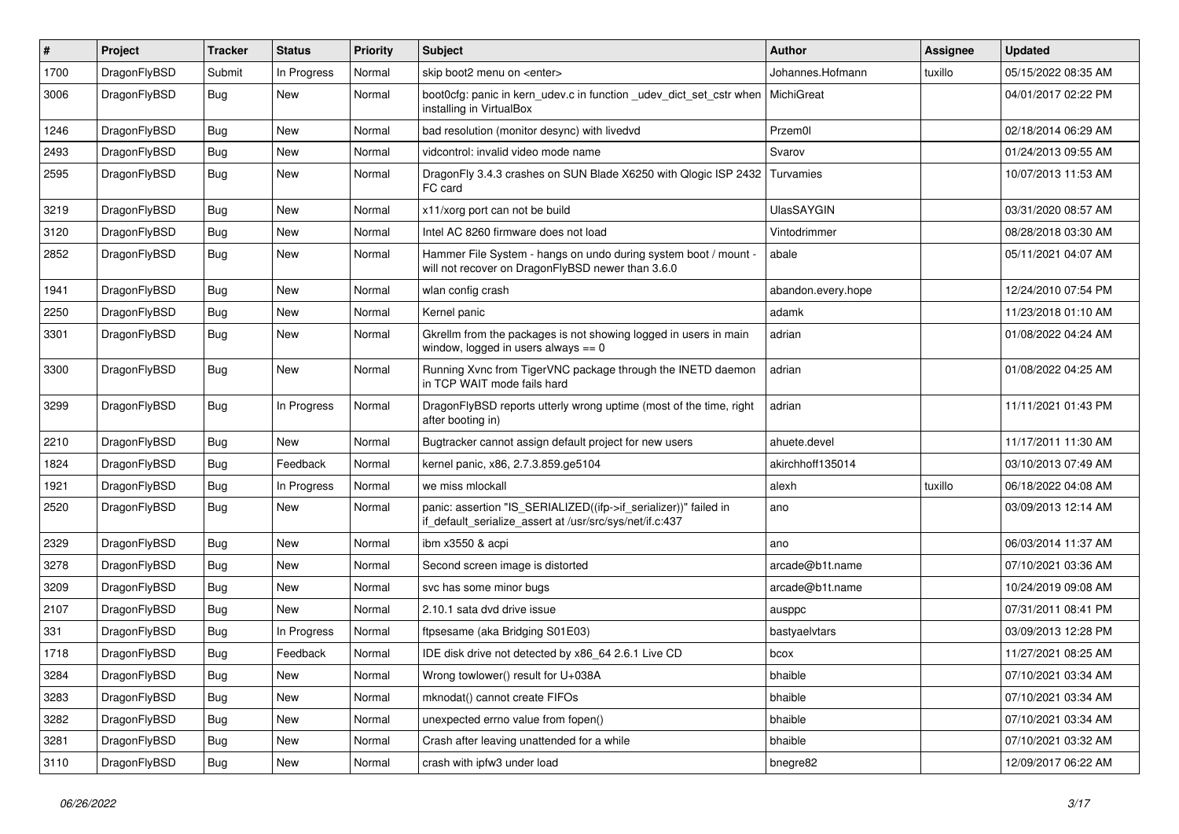| # | Project | Tracker | Status | Priority | Subject | Author | Assignee | Updated |
|---|---|---|---|---|---|---|---|---|
| 1700 | DragonFlyBSD | Submit | In Progress | Normal | skip boot2 menu on <enter> | Johannes.Hofmann | tuxillo | 05/15/2022 08:35 AM |
| 3006 | DragonFlyBSD | Bug | New | Normal | boot0cfg: panic in kern_udev.c in function _udev_dict_set_cstr when installing in VirtualBox | MichiGreat | | 04/01/2017 02:22 PM |
| 1246 | DragonFlyBSD | Bug | New | Normal | bad resolution (monitor desync) with livedvd | Przem0l | | 02/18/2014 06:29 AM |
| 2493 | DragonFlyBSD | Bug | New | Normal | vidcontrol: invalid video mode name | Svarov | | 01/24/2013 09:55 AM |
| 2595 | DragonFlyBSD | Bug | New | Normal | DragonFly 3.4.3 crashes on SUN Blade X6250 with Qlogic ISP 2432 FC card | Turvamies | | 10/07/2013 11:53 AM |
| 3219 | DragonFlyBSD | Bug | New | Normal | x11/xorg port can not be build | UlasSAYGIN | | 03/31/2020 08:57 AM |
| 3120 | DragonFlyBSD | Bug | New | Normal | Intel AC 8260 firmware does not load | Vintodrimmer | | 08/28/2018 03:30 AM |
| 2852 | DragonFlyBSD | Bug | New | Normal | Hammer File System - hangs on undo during system boot / mount - will not recover on DragonFlyBSD newer than 3.6.0 | abale | | 05/11/2021 04:07 AM |
| 1941 | DragonFlyBSD | Bug | New | Normal | wlan config crash | abandon.every.hope | | 12/24/2010 07:54 PM |
| 2250 | DragonFlyBSD | Bug | New | Normal | Kernel panic | adamk | | 11/23/2018 01:10 AM |
| 3301 | DragonFlyBSD | Bug | New | Normal | Gkrellm from the packages is not showing logged in users in main window, logged in users always == 0 | adrian | | 01/08/2022 04:24 AM |
| 3300 | DragonFlyBSD | Bug | New | Normal | Running Xvnc from TigerVNC package through the INETD daemon in TCP WAIT mode fails hard | adrian | | 01/08/2022 04:25 AM |
| 3299 | DragonFlyBSD | Bug | In Progress | Normal | DragonFlyBSD reports utterly wrong uptime (most of the time, right after booting in) | adrian | | 11/11/2021 01:43 PM |
| 2210 | DragonFlyBSD | Bug | New | Normal | Bugtracker cannot assign default project for new users | ahuete.devel | | 11/17/2011 11:30 AM |
| 1824 | DragonFlyBSD | Bug | Feedback | Normal | kernel panic, x86, 2.7.3.859.ge5104 | akirchhoff135014 | | 03/10/2013 07:49 AM |
| 1921 | DragonFlyBSD | Bug | In Progress | Normal | we miss mlockall | alexh | tuxillo | 06/18/2022 04:08 AM |
| 2520 | DragonFlyBSD | Bug | New | Normal | panic: assertion "IS_SERIALIZED((ifp->if_serializer))" failed in if_default_serialize_assert at /usr/src/sys/net/if.c:437 | ano | | 03/09/2013 12:14 AM |
| 2329 | DragonFlyBSD | Bug | New | Normal | ibm x3550 & acpi | ano | | 06/03/2014 11:37 AM |
| 3278 | DragonFlyBSD | Bug | New | Normal | Second screen image is distorted | arcade@b1t.name | | 07/10/2021 03:36 AM |
| 3209 | DragonFlyBSD | Bug | New | Normal | svc has some minor bugs | arcade@b1t.name | | 10/24/2019 09:08 AM |
| 2107 | DragonFlyBSD | Bug | New | Normal | 2.10.1 sata dvd drive issue | ausppc | | 07/31/2011 08:41 PM |
| 331 | DragonFlyBSD | Bug | In Progress | Normal | ftpsesame (aka Bridging S01E03) | bastyaelvtars | | 03/09/2013 12:28 PM |
| 1718 | DragonFlyBSD | Bug | Feedback | Normal | IDE disk drive not detected by x86_64 2.6.1 Live CD | bcox | | 11/27/2021 08:25 AM |
| 3284 | DragonFlyBSD | Bug | New | Normal | Wrong towlower() result for U+038A | bhaible | | 07/10/2021 03:34 AM |
| 3283 | DragonFlyBSD | Bug | New | Normal | mknodat() cannot create FIFOs | bhaible | | 07/10/2021 03:34 AM |
| 3282 | DragonFlyBSD | Bug | New | Normal | unexpected errno value from fopen() | bhaible | | 07/10/2021 03:34 AM |
| 3281 | DragonFlyBSD | Bug | New | Normal | Crash after leaving unattended for a while | bhaible | | 07/10/2021 03:32 AM |
| 3110 | DragonFlyBSD | Bug | New | Normal | crash with ipfw3 under load | bnegre82 | | 12/09/2017 06:22 AM |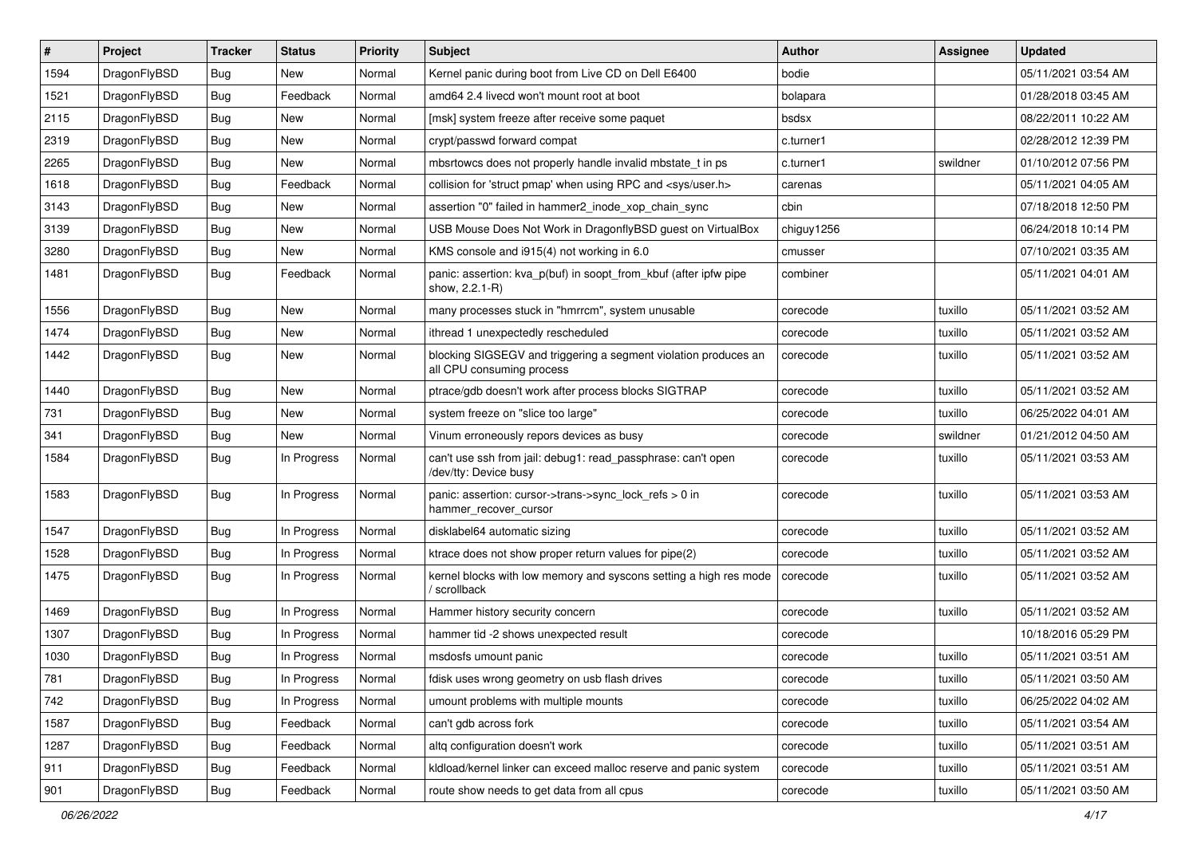| # | Project | Tracker | Status | Priority | Subject | Author | Assignee | Updated |
|---|---|---|---|---|---|---|---|---|
| 1594 | DragonFlyBSD | Bug | New | Normal | Kernel panic during boot from Live CD on Dell E6400 | bodie | | 05/11/2021 03:54 AM |
| 1521 | DragonFlyBSD | Bug | Feedback | Normal | amd64 2.4 livecd won't mount root at boot | bolapara | | 01/28/2018 03:45 AM |
| 2115 | DragonFlyBSD | Bug | New | Normal | [msk] system freeze after receive some paquet | bsdsx | | 08/22/2011 10:22 AM |
| 2319 | DragonFlyBSD | Bug | New | Normal | crypt/passwd forward compat | c.turner1 | | 02/28/2012 12:39 PM |
| 2265 | DragonFlyBSD | Bug | New | Normal | mbsrtowcs does not properly handle invalid mbstate_t in ps | c.turner1 | swildner | 01/10/2012 07:56 PM |
| 1618 | DragonFlyBSD | Bug | Feedback | Normal | collision for 'struct pmap' when using RPC and <sys/user.h> | carenas | | 05/11/2021 04:05 AM |
| 3143 | DragonFlyBSD | Bug | New | Normal | assertion "0" failed in hammer2_inode_xop_chain_sync | cbin | | 07/18/2018 12:50 PM |
| 3139 | DragonFlyBSD | Bug | New | Normal | USB Mouse Does Not Work in DragonflyBSD guest on VirtualBox | chiguy1256 | | 06/24/2018 10:14 PM |
| 3280 | DragonFlyBSD | Bug | New | Normal | KMS console and i915(4) not working in 6.0 | cmusser | | 07/10/2021 03:35 AM |
| 1481 | DragonFlyBSD | Bug | Feedback | Normal | panic: assertion: kva_p(buf) in soopt_from_kbuf (after ipfw pipe show, 2.2.1-R) | combiner | | 05/11/2021 04:01 AM |
| 1556 | DragonFlyBSD | Bug | New | Normal | many processes stuck in "hmrrcm", system unusable | corecode | tuxillo | 05/11/2021 03:52 AM |
| 1474 | DragonFlyBSD | Bug | New | Normal | ithread 1 unexpectedly rescheduled | corecode | tuxillo | 05/11/2021 03:52 AM |
| 1442 | DragonFlyBSD | Bug | New | Normal | blocking SIGSEGV and triggering a segment violation produces an all CPU consuming process | corecode | tuxillo | 05/11/2021 03:52 AM |
| 1440 | DragonFlyBSD | Bug | New | Normal | ptrace/gdb doesn't work after process blocks SIGTRAP | corecode | tuxillo | 05/11/2021 03:52 AM |
| 731 | DragonFlyBSD | Bug | New | Normal | system freeze on "slice too large" | corecode | tuxillo | 06/25/2022 04:01 AM |
| 341 | DragonFlyBSD | Bug | New | Normal | Vinum erroneously repors devices as busy | corecode | swildner | 01/21/2012 04:50 AM |
| 1584 | DragonFlyBSD | Bug | In Progress | Normal | can't use ssh from jail: debug1: read_passphrase: can't open /dev/tty: Device busy | corecode | tuxillo | 05/11/2021 03:53 AM |
| 1583 | DragonFlyBSD | Bug | In Progress | Normal | panic: assertion: cursor->trans->sync_lock_refs > 0 in hammer_recover_cursor | corecode | tuxillo | 05/11/2021 03:53 AM |
| 1547 | DragonFlyBSD | Bug | In Progress | Normal | disklabel64 automatic sizing | corecode | tuxillo | 05/11/2021 03:52 AM |
| 1528 | DragonFlyBSD | Bug | In Progress | Normal | ktrace does not show proper return values for pipe(2) | corecode | tuxillo | 05/11/2021 03:52 AM |
| 1475 | DragonFlyBSD | Bug | In Progress | Normal | kernel blocks with low memory and syscons setting a high res mode / scrollback | corecode | tuxillo | 05/11/2021 03:52 AM |
| 1469 | DragonFlyBSD | Bug | In Progress | Normal | Hammer history security concern | corecode | tuxillo | 05/11/2021 03:52 AM |
| 1307 | DragonFlyBSD | Bug | In Progress | Normal | hammer tid -2 shows unexpected result | corecode | | 10/18/2016 05:29 PM |
| 1030 | DragonFlyBSD | Bug | In Progress | Normal | msdosfs umount panic | corecode | tuxillo | 05/11/2021 03:51 AM |
| 781 | DragonFlyBSD | Bug | In Progress | Normal | fdisk uses wrong geometry on usb flash drives | corecode | tuxillo | 05/11/2021 03:50 AM |
| 742 | DragonFlyBSD | Bug | In Progress | Normal | umount problems with multiple mounts | corecode | tuxillo | 06/25/2022 04:02 AM |
| 1587 | DragonFlyBSD | Bug | Feedback | Normal | can't gdb across fork | corecode | tuxillo | 05/11/2021 03:54 AM |
| 1287 | DragonFlyBSD | Bug | Feedback | Normal | altq configuration doesn't work | corecode | tuxillo | 05/11/2021 03:51 AM |
| 911 | DragonFlyBSD | Bug | Feedback | Normal | kldload/kernel linker can exceed malloc reserve and panic system | corecode | tuxillo | 05/11/2021 03:51 AM |
| 901 | DragonFlyBSD | Bug | Feedback | Normal | route show needs to get data from all cpus | corecode | tuxillo | 05/11/2021 03:50 AM |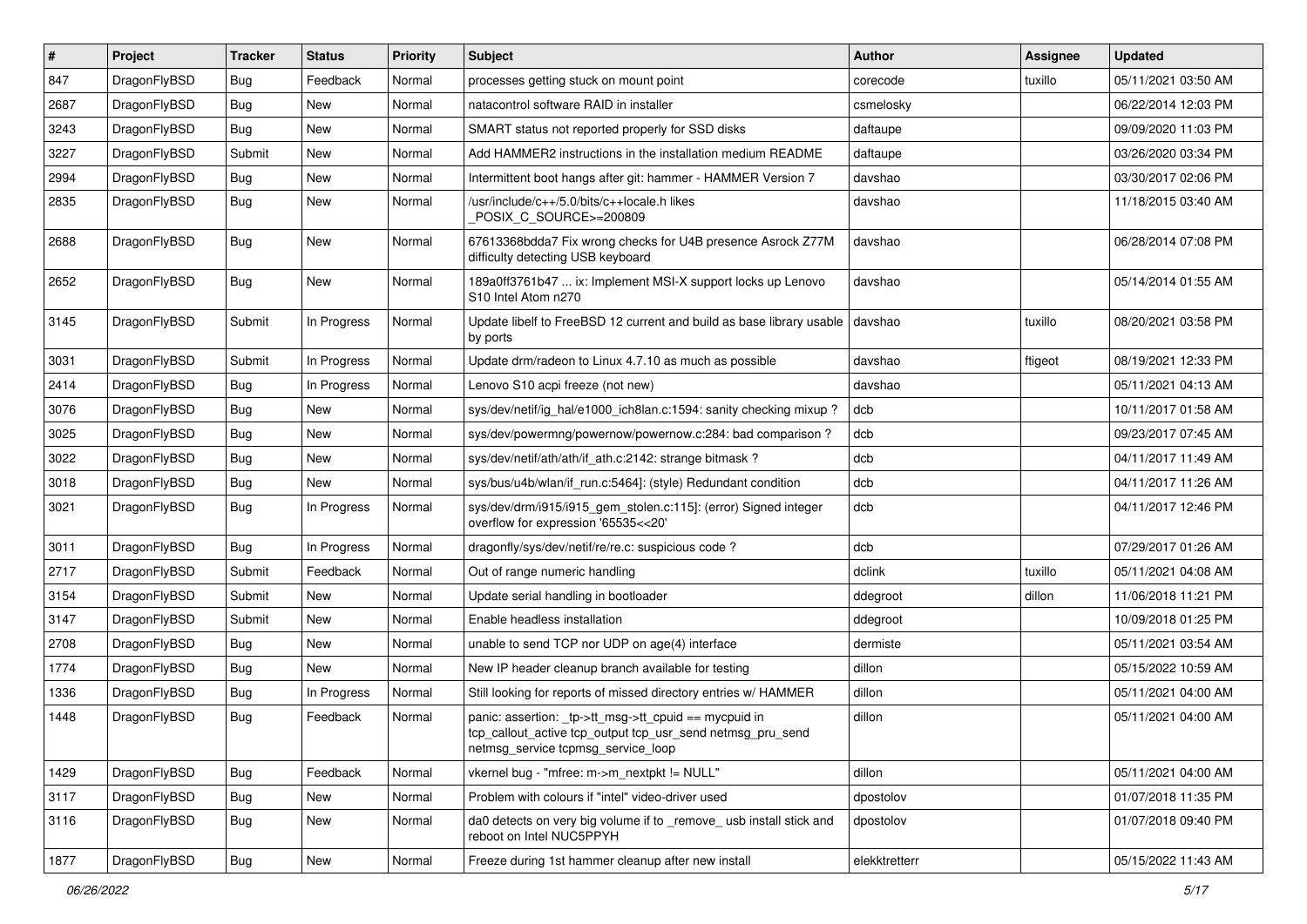| # | Project | Tracker | Status | Priority | Subject | Author | Assignee | Updated |
|---|---|---|---|---|---|---|---|---|
| 847 | DragonFlyBSD | Bug | Feedback | Normal | processes getting stuck on mount point | corecode | tuxillo | 05/11/2021 03:50 AM |
| 2687 | DragonFlyBSD | Bug | New | Normal | natacontrol software RAID in installer | csmelosky | | 06/22/2014 12:03 PM |
| 3243 | DragonFlyBSD | Bug | New | Normal | SMART status not reported properly for SSD disks | daftaupe | | 09/09/2020 11:03 PM |
| 3227 | DragonFlyBSD | Submit | New | Normal | Add HAMMER2 instructions in the installation medium README | daftaupe | | 03/26/2020 03:34 PM |
| 2994 | DragonFlyBSD | Bug | New | Normal | Intermittent boot hangs after git: hammer - HAMMER Version 7 | davshao | | 03/30/2017 02:06 PM |
| 2835 | DragonFlyBSD | Bug | New | Normal | /usr/include/c++/5.0/bits/c++locale.h likes _POSIX_C_SOURCE>=200809 | davshao | | 11/18/2015 03:40 AM |
| 2688 | DragonFlyBSD | Bug | New | Normal | 67613368bdda7 Fix wrong checks for U4B presence Asrock Z77M difficulty detecting USB keyboard | davshao | | 06/28/2014 07:08 PM |
| 2652 | DragonFlyBSD | Bug | New | Normal | 189a0ff3761b47 ... ix: Implement MSI-X support locks up Lenovo S10 Intel Atom n270 | davshao | | 05/14/2014 01:55 AM |
| 3145 | DragonFlyBSD | Submit | In Progress | Normal | Update libelf to FreeBSD 12 current and build as base library usable by ports | davshao | tuxillo | 08/20/2021 03:58 PM |
| 3031 | DragonFlyBSD | Submit | In Progress | Normal | Update drm/radeon to Linux 4.7.10 as much as possible | davshao | ftigeot | 08/19/2021 12:33 PM |
| 2414 | DragonFlyBSD | Bug | In Progress | Normal | Lenovo S10 acpi freeze (not new) | davshao | | 05/11/2021 04:13 AM |
| 3076 | DragonFlyBSD | Bug | New | Normal | sys/dev/netif/ig_hal/e1000_ich8lan.c:1594: sanity checking mixup ? | dcb | | 10/11/2017 01:58 AM |
| 3025 | DragonFlyBSD | Bug | New | Normal | sys/dev/powermng/powernow/powernow.c:284: bad comparison ? | dcb | | 09/23/2017 07:45 AM |
| 3022 | DragonFlyBSD | Bug | New | Normal | sys/dev/netif/ath/ath/if_ath.c:2142: strange bitmask ? | dcb | | 04/11/2017 11:49 AM |
| 3018 | DragonFlyBSD | Bug | New | Normal | sys/bus/u4b/wlan/if_run.c:5464]: (style) Redundant condition | dcb | | 04/11/2017 11:26 AM |
| 3021 | DragonFlyBSD | Bug | In Progress | Normal | sys/dev/drm/i915/i915_gem_stolen.c:115]: (error) Signed integer overflow for expression '65535<<20' | dcb | | 04/11/2017 12:46 PM |
| 3011 | DragonFlyBSD | Bug | In Progress | Normal | dragonfly/sys/dev/netif/re/re.c: suspicious code ? | dcb | | 07/29/2017 01:26 AM |
| 2717 | DragonFlyBSD | Submit | Feedback | Normal | Out of range numeric handling | dclink | tuxillo | 05/11/2021 04:08 AM |
| 3154 | DragonFlyBSD | Submit | New | Normal | Update serial handling in bootloader | ddegroot | dillon | 11/06/2018 11:21 PM |
| 3147 | DragonFlyBSD | Submit | New | Normal | Enable headless installation | ddegroot | | 10/09/2018 01:25 PM |
| 2708 | DragonFlyBSD | Bug | New | Normal | unable to send TCP nor UDP on age(4) interface | dermiste | | 05/11/2021 03:54 AM |
| 1774 | DragonFlyBSD | Bug | New | Normal | New IP header cleanup branch available for testing | dillon | | 05/15/2022 10:59 AM |
| 1336 | DragonFlyBSD | Bug | In Progress | Normal | Still looking for reports of missed directory entries w/ HAMMER | dillon | | 05/11/2021 04:00 AM |
| 1448 | DragonFlyBSD | Bug | Feedback | Normal | panic: assertion: _tp->tt_msg->tt_cpuid == mycpuid in tcp_callout_active tcp_output tcp_usr_send netmsg_pru_send netmsg_service tcpmsg_service_loop | dillon | | 05/11/2021 04:00 AM |
| 1429 | DragonFlyBSD | Bug | Feedback | Normal | vkernel bug - "mfree: m->m_nextpkt != NULL" | dillon | | 05/11/2021 04:00 AM |
| 3117 | DragonFlyBSD | Bug | New | Normal | Problem with colours if "intel" video-driver used | dpostolov | | 01/07/2018 11:35 PM |
| 3116 | DragonFlyBSD | Bug | New | Normal | da0 detects on very big volume if to _remove_ usb install stick and reboot on Intel NUC5PPYH | dpostolov | | 01/07/2018 09:40 PM |
| 1877 | DragonFlyBSD | Bug | New | Normal | Freeze during 1st hammer cleanup after new install | elekktretterr | | 05/15/2022 11:43 AM |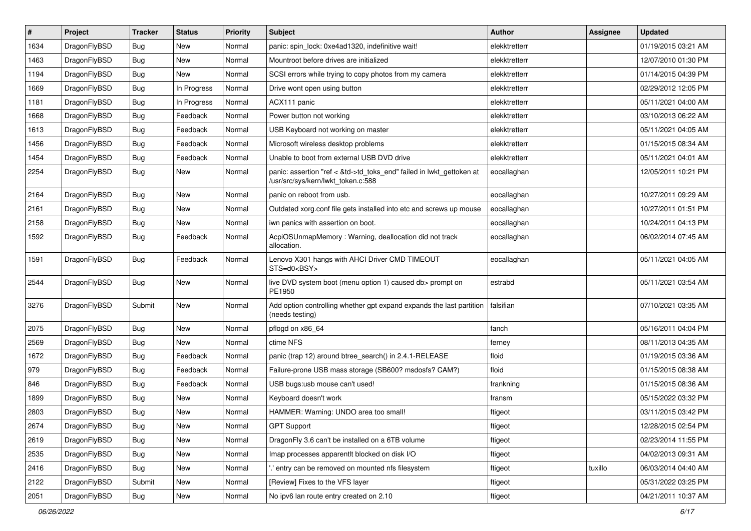| # | Project | Tracker | Status | Priority | Subject | Author | Assignee | Updated |
|---|---|---|---|---|---|---|---|---|
| 1634 | DragonFlyBSD | Bug | New | Normal | panic: spin_lock: 0xe4ad1320, indefinitive wait! | elekktretterr | | 01/19/2015 03:21 AM |
| 1463 | DragonFlyBSD | Bug | New | Normal | Mountroot before drives are initialized | elekktretterr | | 12/07/2010 01:30 PM |
| 1194 | DragonFlyBSD | Bug | New | Normal | SCSI errors while trying to copy photos from my camera | elekktretterr | | 01/14/2015 04:39 PM |
| 1669 | DragonFlyBSD | Bug | In Progress | Normal | Drive wont open using button | elekktretterr | | 02/29/2012 12:05 PM |
| 1181 | DragonFlyBSD | Bug | In Progress | Normal | ACX111 panic | elekktretterr | | 05/11/2021 04:00 AM |
| 1668 | DragonFlyBSD | Bug | Feedback | Normal | Power button not working | elekktretterr | | 03/10/2013 06:22 AM |
| 1613 | DragonFlyBSD | Bug | Feedback | Normal | USB Keyboard not working on master | elekktretterr | | 05/11/2021 04:05 AM |
| 1456 | DragonFlyBSD | Bug | Feedback | Normal | Microsoft wireless desktop problems | elekktretterr | | 01/15/2015 08:34 AM |
| 1454 | DragonFlyBSD | Bug | Feedback | Normal | Unable to boot from external USB DVD drive | elekktretterr | | 05/11/2021 04:01 AM |
| 2254 | DragonFlyBSD | Bug | New | Normal | panic: assertion "ref < &td->td_toks_end" failed in lwkt_gettoken at /usr/src/sys/kern/lwkt_token.c:588 | eocallaghan | | 12/05/2011 10:21 PM |
| 2164 | DragonFlyBSD | Bug | New | Normal | panic on reboot from usb. | eocallaghan | | 10/27/2011 09:29 AM |
| 2161 | DragonFlyBSD | Bug | New | Normal | Outdated xorg.conf file gets installed into etc and screws up mouse | eocallaghan | | 10/27/2011 01:51 PM |
| 2158 | DragonFlyBSD | Bug | New | Normal | iwn panics with assertion on boot. | eocallaghan | | 10/24/2011 04:13 PM |
| 1592 | DragonFlyBSD | Bug | Feedback | Normal | AcpiOSUnmapMemory : Warning, deallocation did not track allocation. | eocallaghan | | 06/02/2014 07:45 AM |
| 1591 | DragonFlyBSD | Bug | Feedback | Normal | Lenovo X301 hangs with AHCI Driver CMD TIMEOUT STS=d0<BSY> | eocallaghan | | 05/11/2021 04:05 AM |
| 2544 | DragonFlyBSD | Bug | New | Normal | live DVD system boot (menu option 1) caused db> prompt on PE1950 | estrabd | | 05/11/2021 03:54 AM |
| 3276 | DragonFlyBSD | Submit | New | Normal | Add option controlling whether gpt expand expands the last partition (needs testing) | falsifian | | 07/10/2021 03:35 AM |
| 2075 | DragonFlyBSD | Bug | New | Normal | pflogd on x86_64 | fanch | | 05/16/2011 04:04 PM |
| 2569 | DragonFlyBSD | Bug | New | Normal | ctime NFS | ferney | | 08/11/2013 04:35 AM |
| 1672 | DragonFlyBSD | Bug | Feedback | Normal | panic (trap 12) around btree_search() in 2.4.1-RELEASE | floid | | 01/19/2015 03:36 AM |
| 979 | DragonFlyBSD | Bug | Feedback | Normal | Failure-prone USB mass storage (SB600? msdosfs? CAM?) | floid | | 01/15/2015 08:38 AM |
| 846 | DragonFlyBSD | Bug | Feedback | Normal | USB bugs:usb mouse can't used! | frankning | | 01/15/2015 08:36 AM |
| 1899 | DragonFlyBSD | Bug | New | Normal | Keyboard doesn't work | fransm | | 05/15/2022 03:32 PM |
| 2803 | DragonFlyBSD | Bug | New | Normal | HAMMER: Warning: UNDO area too small! | ftigeot | | 03/11/2015 03:42 PM |
| 2674 | DragonFlyBSD | Bug | New | Normal | GPT Support | ftigeot | | 12/28/2015 02:54 PM |
| 2619 | DragonFlyBSD | Bug | New | Normal | DragonFly 3.6 can't be installed on a 6TB volume | ftigeot | | 02/23/2014 11:55 PM |
| 2535 | DragonFlyBSD | Bug | New | Normal | Imap processes apparentlt blocked on disk I/O | ftigeot | | 04/02/2013 09:31 AM |
| 2416 | DragonFlyBSD | Bug | New | Normal | '.' entry can be removed on mounted nfs filesystem | ftigeot | tuxillo | 06/03/2014 04:40 AM |
| 2122 | DragonFlyBSD | Submit | New | Normal | [Review] Fixes to the VFS layer | ftigeot | | 05/31/2022 03:25 PM |
| 2051 | DragonFlyBSD | Bug | New | Normal | No ipv6 lan route entry created on 2.10 | ftigeot | | 04/21/2011 10:37 AM |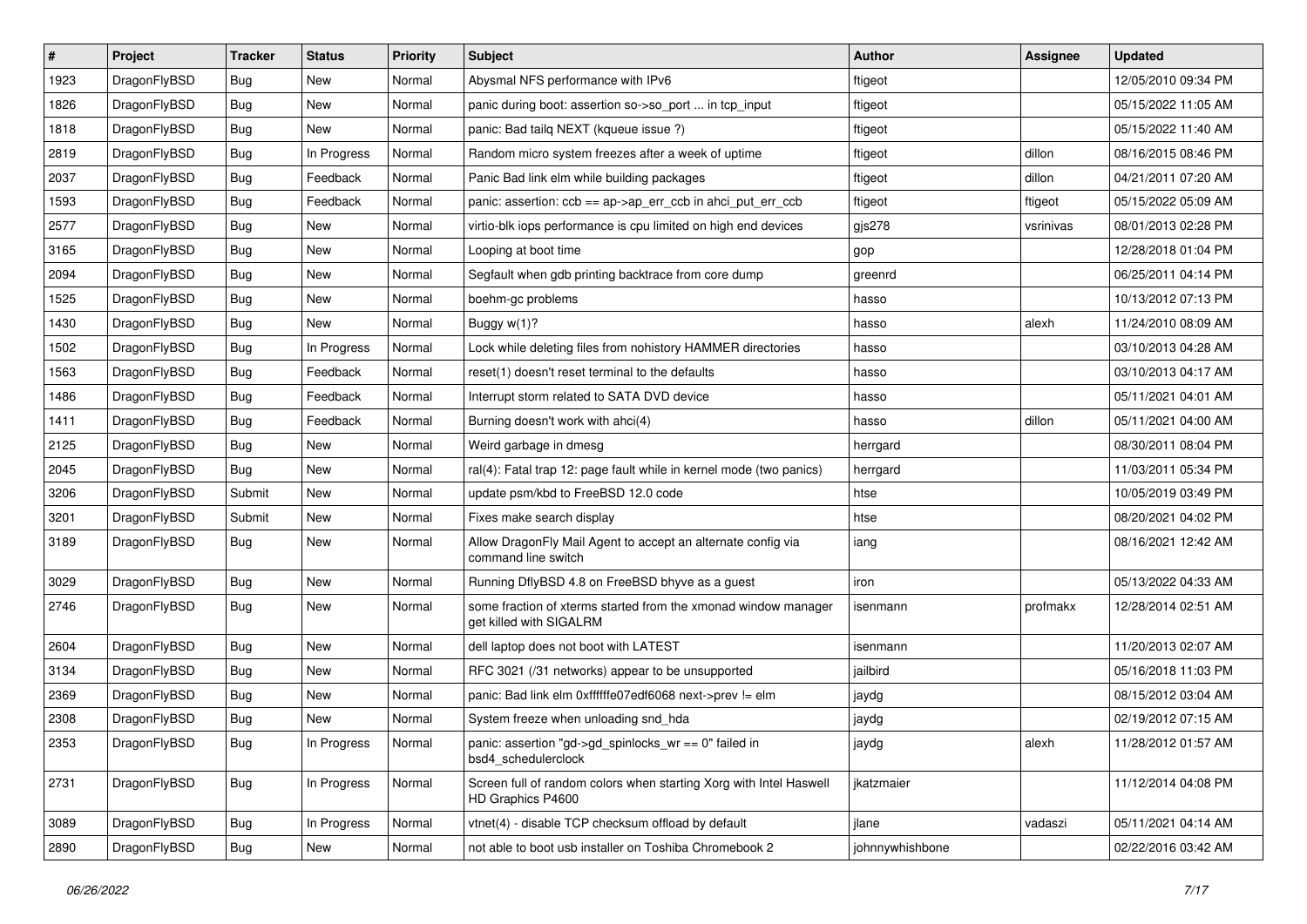| # | Project | Tracker | Status | Priority | Subject | Author | Assignee | Updated |
|---|---|---|---|---|---|---|---|---|
| 1923 | DragonFlyBSD | Bug | New | Normal | Abysmal NFS performance with IPv6 | ftigeot | | 12/05/2010 09:34 PM |
| 1826 | DragonFlyBSD | Bug | New | Normal | panic during boot: assertion so->so_port ... in tcp_input | ftigeot | | 05/15/2022 11:05 AM |
| 1818 | DragonFlyBSD | Bug | New | Normal | panic: Bad tailq NEXT (kqueue issue ?) | ftigeot | | 05/15/2022 11:40 AM |
| 2819 | DragonFlyBSD | Bug | In Progress | Normal | Random micro system freezes after a week of uptime | ftigeot | dillon | 08/16/2015 08:46 PM |
| 2037 | DragonFlyBSD | Bug | Feedback | Normal | Panic Bad link elm while building packages | ftigeot | dillon | 04/21/2011 07:20 AM |
| 1593 | DragonFlyBSD | Bug | Feedback | Normal | panic: assertion: ccb == ap->ap_err_ccb in ahci_put_err_ccb | ftigeot | ftigeot | 05/15/2022 05:09 AM |
| 2577 | DragonFlyBSD | Bug | New | Normal | virtio-blk iops performance is cpu limited on high end devices | gjs278 | vsrinivas | 08/01/2013 02:28 PM |
| 3165 | DragonFlyBSD | Bug | New | Normal | Looping at boot time | gop | | 12/28/2018 01:04 PM |
| 2094 | DragonFlyBSD | Bug | New | Normal | Segfault when gdb printing backtrace from core dump | greenrd | | 06/25/2011 04:14 PM |
| 1525 | DragonFlyBSD | Bug | New | Normal | boehm-gc problems | hasso | | 10/13/2012 07:13 PM |
| 1430 | DragonFlyBSD | Bug | New | Normal | Buggy w(1)? | hasso | alexh | 11/24/2010 08:09 AM |
| 1502 | DragonFlyBSD | Bug | In Progress | Normal | Lock while deleting files from nohistory HAMMER directories | hasso | | 03/10/2013 04:28 AM |
| 1563 | DragonFlyBSD | Bug | Feedback | Normal | reset(1) doesn't reset terminal to the defaults | hasso | | 03/10/2013 04:17 AM |
| 1486 | DragonFlyBSD | Bug | Feedback | Normal | Interrupt storm related to SATA DVD device | hasso | | 05/11/2021 04:01 AM |
| 1411 | DragonFlyBSD | Bug | Feedback | Normal | Burning doesn't work with ahci(4) | hasso | dillon | 05/11/2021 04:00 AM |
| 2125 | DragonFlyBSD | Bug | New | Normal | Weird garbage in dmesg | herrgard | | 08/30/2011 08:04 PM |
| 2045 | DragonFlyBSD | Bug | New | Normal | ral(4): Fatal trap 12: page fault while in kernel mode (two panics) | herrgard | | 11/03/2011 05:34 PM |
| 3206 | DragonFlyBSD | Submit | New | Normal | update psm/kbd to FreeBSD 12.0 code | htse | | 10/05/2019 03:49 PM |
| 3201 | DragonFlyBSD | Submit | New | Normal | Fixes make search display | htse | | 08/20/2021 04:02 PM |
| 3189 | DragonFlyBSD | Bug | New | Normal | Allow DragonFly Mail Agent to accept an alternate config via command line switch | iang | | 08/16/2021 12:42 AM |
| 3029 | DragonFlyBSD | Bug | New | Normal | Running DflyBSD 4.8 on FreeBSD bhyve as a guest | iron | | 05/13/2022 04:33 AM |
| 2746 | DragonFlyBSD | Bug | New | Normal | some fraction of xterms started from the xmonad window manager get killed with SIGALRM | isenmann | profmakx | 12/28/2014 02:51 AM |
| 2604 | DragonFlyBSD | Bug | New | Normal | dell laptop does not boot with LATEST | isenmann | | 11/20/2013 02:07 AM |
| 3134 | DragonFlyBSD | Bug | New | Normal | RFC 3021 (/31 networks) appear to be unsupported | jailbird | | 05/16/2018 11:03 PM |
| 2369 | DragonFlyBSD | Bug | New | Normal | panic: Bad link elm 0xffffffe07edf6068 next->prev != elm | jaydg | | 08/15/2012 03:04 AM |
| 2308 | DragonFlyBSD | Bug | New | Normal | System freeze when unloading snd_hda | jaydg | | 02/19/2012 07:15 AM |
| 2353 | DragonFlyBSD | Bug | In Progress | Normal | panic: assertion "gd->gd_spinlocks_wr == 0" failed in bsd4_schedulerclock | jaydg | alexh | 11/28/2012 01:57 AM |
| 2731 | DragonFlyBSD | Bug | In Progress | Normal | Screen full of random colors when starting Xorg with Intel Haswell HD Graphics P4600 | jkatzmaier | | 11/12/2014 04:08 PM |
| 3089 | DragonFlyBSD | Bug | In Progress | Normal | vtnet(4) - disable TCP checksum offload by default | jlane | vadaszi | 05/11/2021 04:14 AM |
| 2890 | DragonFlyBSD | Bug | New | Normal | not able to boot usb installer on Toshiba Chromebook 2 | johnnywhishbone | | 02/22/2016 03:42 AM |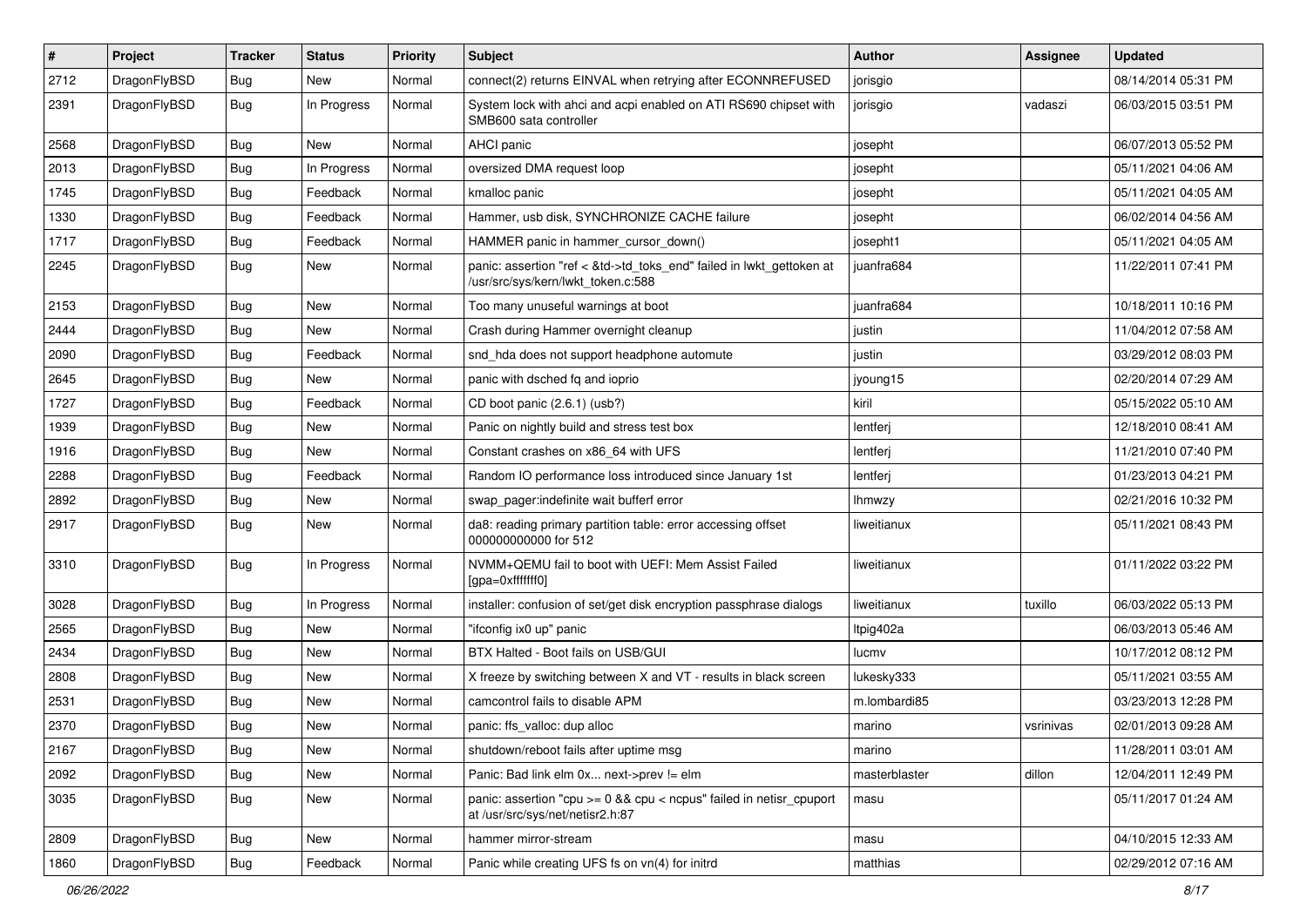| # | Project | Tracker | Status | Priority | Subject | Author | Assignee | Updated |
|---|---|---|---|---|---|---|---|---|
| 2712 | DragonFlyBSD | Bug | New | Normal | connect(2) returns EINVAL when retrying after ECONNREFUSED | jorisgio | | 08/14/2014 05:31 PM |
| 2391 | DragonFlyBSD | Bug | In Progress | Normal | System lock with ahci and acpi enabled on ATI RS690 chipset with SMB600 sata controller | jorisgio | vadaszi | 06/03/2015 03:51 PM |
| 2568 | DragonFlyBSD | Bug | New | Normal | AHCI panic | josepht | | 06/07/2013 05:52 PM |
| 2013 | DragonFlyBSD | Bug | In Progress | Normal | oversized DMA request loop | josepht | | 05/11/2021 04:06 AM |
| 1745 | DragonFlyBSD | Bug | Feedback | Normal | kmalloc panic | josepht | | 05/11/2021 04:05 AM |
| 1330 | DragonFlyBSD | Bug | Feedback | Normal | Hammer, usb disk, SYNCHRONIZE CACHE failure | josepht | | 06/02/2014 04:56 AM |
| 1717 | DragonFlyBSD | Bug | Feedback | Normal | HAMMER panic in hammer_cursor_down() | josepht1 | | 05/11/2021 04:05 AM |
| 2245 | DragonFlyBSD | Bug | New | Normal | panic: assertion "ref < &td->td_toks_end" failed in lwkt_gettoken at /usr/src/sys/kern/lwkt_token.c:588 | juanfra684 | | 11/22/2011 07:41 PM |
| 2153 | DragonFlyBSD | Bug | New | Normal | Too many unuseful warnings at boot | juanfra684 | | 10/18/2011 10:16 PM |
| 2444 | DragonFlyBSD | Bug | New | Normal | Crash during Hammer overnight cleanup | justin | | 11/04/2012 07:58 AM |
| 2090 | DragonFlyBSD | Bug | Feedback | Normal | snd_hda does not support headphone automute | justin | | 03/29/2012 08:03 PM |
| 2645 | DragonFlyBSD | Bug | New | Normal | panic with dsched fq and ioprio | jyoung15 | | 02/20/2014 07:29 AM |
| 1727 | DragonFlyBSD | Bug | Feedback | Normal | CD boot panic (2.6.1) (usb?) | kiril | | 05/15/2022 05:10 AM |
| 1939 | DragonFlyBSD | Bug | New | Normal | Panic on nightly build and stress test box | lentferj | | 12/18/2010 08:41 AM |
| 1916 | DragonFlyBSD | Bug | New | Normal | Constant crashes on x86_64 with UFS | lentferj | | 11/21/2010 07:40 PM |
| 2288 | DragonFlyBSD | Bug | Feedback | Normal | Random IO performance loss introduced since January 1st | lentferj | | 01/23/2013 04:21 PM |
| 2892 | DragonFlyBSD | Bug | New | Normal | swap_pager:indefinite wait bufferf error | lhmwzy | | 02/21/2016 10:32 PM |
| 2917 | DragonFlyBSD | Bug | New | Normal | da8: reading primary partition table: error accessing offset 000000000000 for 512 | liweitianux | | 05/11/2021 08:43 PM |
| 3310 | DragonFlyBSD | Bug | In Progress | Normal | NVMM+QEMU fail to boot with UEFI: Mem Assist Failed [gpa=0xfffffff0] | liweitianux | | 01/11/2022 03:22 PM |
| 3028 | DragonFlyBSD | Bug | In Progress | Normal | installer: confusion of set/get disk encryption passphrase dialogs | liweitianux | tuxillo | 06/03/2022 05:13 PM |
| 2565 | DragonFlyBSD | Bug | New | Normal | "ifconfig ix0 up" panic | ltpig402a | | 06/03/2013 05:46 AM |
| 2434 | DragonFlyBSD | Bug | New | Normal | BTX Halted - Boot fails on USB/GUI | lucmv | | 10/17/2012 08:12 PM |
| 2808 | DragonFlyBSD | Bug | New | Normal | X freeze by switching between X and VT - results in black screen | lukesky333 | | 05/11/2021 03:55 AM |
| 2531 | DragonFlyBSD | Bug | New | Normal | camcontrol fails to disable APM | m.lombardi85 | | 03/23/2013 12:28 PM |
| 2370 | DragonFlyBSD | Bug | New | Normal | panic: ffs_valloc: dup alloc | marino | vsrinivas | 02/01/2013 09:28 AM |
| 2167 | DragonFlyBSD | Bug | New | Normal | shutdown/reboot fails after uptime msg | marino | | 11/28/2011 03:01 AM |
| 2092 | DragonFlyBSD | Bug | New | Normal | Panic: Bad link elm 0x... next->prev != elm | masterblaster | dillon | 12/04/2011 12:49 PM |
| 3035 | DragonFlyBSD | Bug | New | Normal | panic: assertion "cpu >= 0 && cpu < ncpus" failed in netisr_cpuport at /usr/src/sys/net/netisr2.h:87 | masu | | 05/11/2017 01:24 AM |
| 2809 | DragonFlyBSD | Bug | New | Normal | hammer mirror-stream | masu | | 04/10/2015 12:33 AM |
| 1860 | DragonFlyBSD | Bug | Feedback | Normal | Panic while creating UFS fs on vn(4) for initrd | matthias | | 02/29/2012 07:16 AM |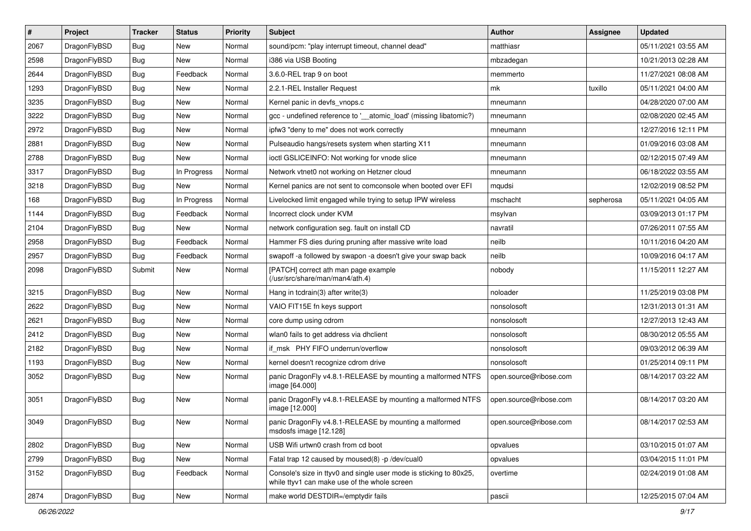| # | Project | Tracker | Status | Priority | Subject | Author | Assignee | Updated |
|---|---|---|---|---|---|---|---|---|
| 2067 | DragonFlyBSD | Bug | New | Normal | sound/pcm: "play interrupt timeout, channel dead" | matthiasr | | 05/11/2021 03:55 AM |
| 2598 | DragonFlyBSD | Bug | New | Normal | i386 via USB Booting | mbzadegan | | 10/21/2013 02:28 AM |
| 2644 | DragonFlyBSD | Bug | Feedback | Normal | 3.6.0-REL trap 9 on boot | memmerto | | 11/27/2021 08:08 AM |
| 1293 | DragonFlyBSD | Bug | New | Normal | 2.2.1-REL Installer Request | mk | tuxillo | 05/11/2021 04:00 AM |
| 3235 | DragonFlyBSD | Bug | New | Normal | Kernel panic in devfs_vnops.c | mneumann | | 04/28/2020 07:00 AM |
| 3222 | DragonFlyBSD | Bug | New | Normal | gcc - undefined reference to '__atomic_load' (missing libatomic?) | mneumann | | 02/08/2020 02:45 AM |
| 2972 | DragonFlyBSD | Bug | New | Normal | ipfw3 "deny to me" does not work correctly | mneumann | | 12/27/2016 12:11 PM |
| 2881 | DragonFlyBSD | Bug | New | Normal | Pulseaudio hangs/resets system when starting X11 | mneumann | | 01/09/2016 03:08 AM |
| 2788 | DragonFlyBSD | Bug | New | Normal | ioctl GSLICEINFO: Not working for vnode slice | mneumann | | 02/12/2015 07:49 AM |
| 3317 | DragonFlyBSD | Bug | In Progress | Normal | Network vtnet0 not working on Hetzner cloud | mneumann | | 06/18/2022 03:55 AM |
| 3218 | DragonFlyBSD | Bug | New | Normal | Kernel panics are not sent to comconsole when booted over EFI | mqudsi | | 12/02/2019 08:52 PM |
| 168 | DragonFlyBSD | Bug | In Progress | Normal | Livelocked limit engaged while trying to setup IPW wireless | mschacht | sepherosa | 05/11/2021 04:05 AM |
| 1144 | DragonFlyBSD | Bug | Feedback | Normal | Incorrect clock under KVM | msylvan | | 03/09/2013 01:17 PM |
| 2104 | DragonFlyBSD | Bug | New | Normal | network configuration seg. fault on install CD | navratil | | 07/26/2011 07:55 AM |
| 2958 | DragonFlyBSD | Bug | Feedback | Normal | Hammer FS dies during pruning after massive write load | neilb | | 10/11/2016 04:20 AM |
| 2957 | DragonFlyBSD | Bug | Feedback | Normal | swapoff -a followed by swapon -a doesn't give your swap back | neilb | | 10/09/2016 04:17 AM |
| 2098 | DragonFlyBSD | Submit | New | Normal | [PATCH] correct ath man page example (/usr/src/share/man/man4/ath.4) | nobody | | 11/15/2011 12:27 AM |
| 3215 | DragonFlyBSD | Bug | New | Normal | Hang in tcdrain(3) after write(3) | noloader | | 11/25/2019 03:08 PM |
| 2622 | DragonFlyBSD | Bug | New | Normal | VAIO FIT15E fn keys support | nonsolosoft | | 12/31/2013 01:31 AM |
| 2621 | DragonFlyBSD | Bug | New | Normal | core dump using cdrom | nonsolosoft | | 12/27/2013 12:43 AM |
| 2412 | DragonFlyBSD | Bug | New | Normal | wlan0 fails to get address via dhclient | nonsolosoft | | 08/30/2012 05:55 AM |
| 2182 | DragonFlyBSD | Bug | New | Normal | if_msk PHY FIFO underrun/overflow | nonsolosoft | | 09/03/2012 06:39 AM |
| 1193 | DragonFlyBSD | Bug | New | Normal | kernel doesn't recognize cdrom drive | nonsolosoft | | 01/25/2014 09:11 PM |
| 3052 | DragonFlyBSD | Bug | New | Normal | panic DragonFly v4.8.1-RELEASE by mounting a malformed NTFS image [64.000] | open.source@ribose.com | | 08/14/2017 03:22 AM |
| 3051 | DragonFlyBSD | Bug | New | Normal | panic DragonFly v4.8.1-RELEASE by mounting a malformed NTFS image [12.000] | open.source@ribose.com | | 08/14/2017 03:20 AM |
| 3049 | DragonFlyBSD | Bug | New | Normal | panic DragonFly v4.8.1-RELEASE by mounting a malformed msdosfs image [12.128] | open.source@ribose.com | | 08/14/2017 02:53 AM |
| 2802 | DragonFlyBSD | Bug | New | Normal | USB Wifi urtwn0 crash from cd boot | opvalues | | 03/10/2015 01:07 AM |
| 2799 | DragonFlyBSD | Bug | New | Normal | Fatal trap 12 caused by moused(8) -p /dev/cual0 | opvalues | | 03/04/2015 11:01 PM |
| 3152 | DragonFlyBSD | Bug | Feedback | Normal | Console's size in ttyv0 and single user mode is sticking to 80x25, while ttyv1 can make use of the whole screen | overtime | | 02/24/2019 01:08 AM |
| 2874 | DragonFlyBSD | Bug | New | Normal | make world DESTDIR=/emptydir fails | pascii | | 12/25/2015 07:04 AM |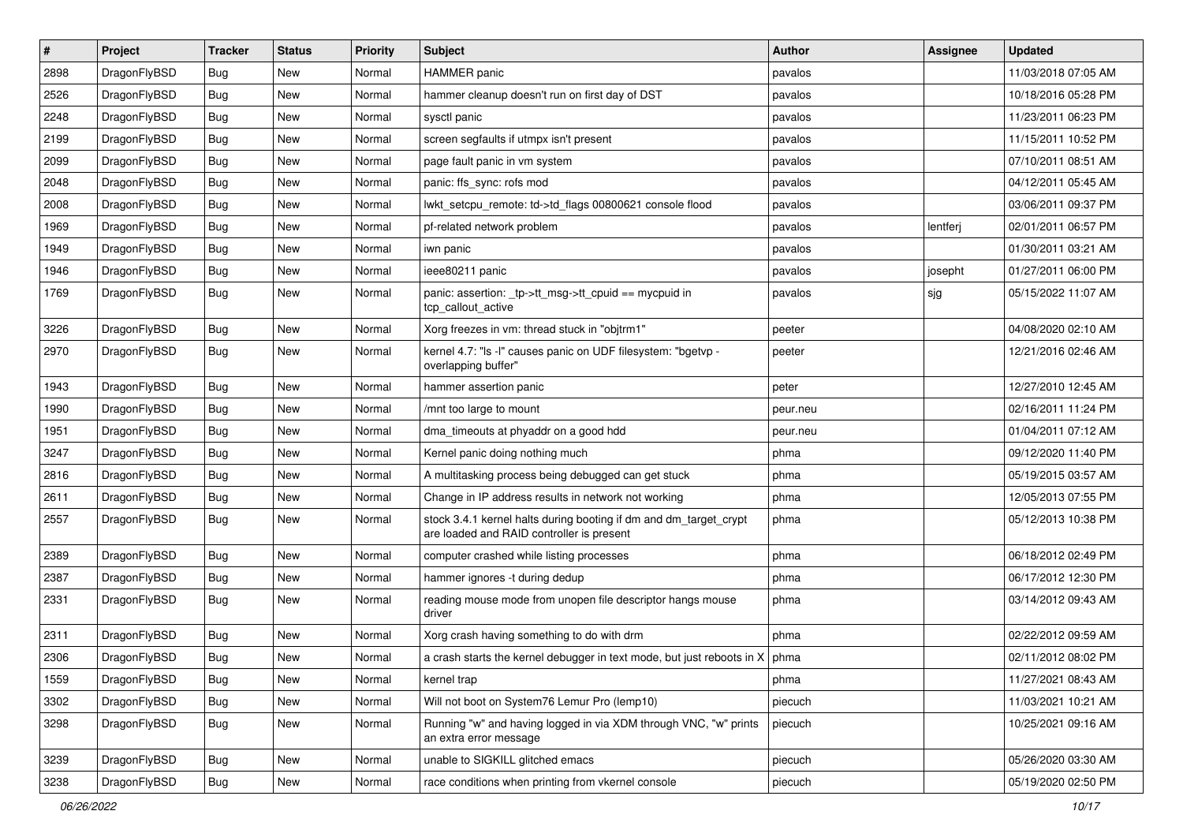| # | Project | Tracker | Status | Priority | Subject | Author | Assignee | Updated |
|---|---|---|---|---|---|---|---|---|
| 2898 | DragonFlyBSD | Bug | New | Normal | HAMMER panic | pavalos | | 11/03/2018 07:05 AM |
| 2526 | DragonFlyBSD | Bug | New | Normal | hammer cleanup doesn't run on first day of DST | pavalos | | 10/18/2016 05:28 PM |
| 2248 | DragonFlyBSD | Bug | New | Normal | sysctl panic | pavalos | | 11/23/2011 06:23 PM |
| 2199 | DragonFlyBSD | Bug | New | Normal | screen segfaults if utmpx isn't present | pavalos | | 11/15/2011 10:52 PM |
| 2099 | DragonFlyBSD | Bug | New | Normal | page fault panic in vm system | pavalos | | 07/10/2011 08:51 AM |
| 2048 | DragonFlyBSD | Bug | New | Normal | panic: ffs_sync: rofs mod | pavalos | | 04/12/2011 05:45 AM |
| 2008 | DragonFlyBSD | Bug | New | Normal | lwkt_setcpu_remote: td->td_flags 00800621 console flood | pavalos | | 03/06/2011 09:37 PM |
| 1969 | DragonFlyBSD | Bug | New | Normal | pf-related network problem | pavalos | lentferj | 02/01/2011 06:57 PM |
| 1949 | DragonFlyBSD | Bug | New | Normal | iwn panic | pavalos | | 01/30/2011 03:21 AM |
| 1946 | DragonFlyBSD | Bug | New | Normal | ieee80211 panic | pavalos | josepht | 01/27/2011 06:00 PM |
| 1769 | DragonFlyBSD | Bug | New | Normal | panic: assertion: _tp->tt_msg->tt_cpuid == mycpuid in tcp_callout_active | pavalos | sjg | 05/15/2022 11:07 AM |
| 3226 | DragonFlyBSD | Bug | New | Normal | Xorg freezes in vm: thread stuck in "objtrm1" | peeter | | 04/08/2020 02:10 AM |
| 2970 | DragonFlyBSD | Bug | New | Normal | kernel 4.7: "ls -l" causes panic on UDF filesystem: "bgetvp - overlapping buffer" | peeter | | 12/21/2016 02:46 AM |
| 1943 | DragonFlyBSD | Bug | New | Normal | hammer assertion panic | peter | | 12/27/2010 12:45 AM |
| 1990 | DragonFlyBSD | Bug | New | Normal | /mnt too large to mount | peur.neu | | 02/16/2011 11:24 PM |
| 1951 | DragonFlyBSD | Bug | New | Normal | dma_timeouts at phyaddr on a good hdd | peur.neu | | 01/04/2011 07:12 AM |
| 3247 | DragonFlyBSD | Bug | New | Normal | Kernel panic doing nothing much | phma | | 09/12/2020 11:40 PM |
| 2816 | DragonFlyBSD | Bug | New | Normal | A multitasking process being debugged can get stuck | phma | | 05/19/2015 03:57 AM |
| 2611 | DragonFlyBSD | Bug | New | Normal | Change in IP address results in network not working | phma | | 12/05/2013 07:55 PM |
| 2557 | DragonFlyBSD | Bug | New | Normal | stock 3.4.1 kernel halts during booting if dm and dm_target_crypt are loaded and RAID controller is present | phma | | 05/12/2013 10:38 PM |
| 2389 | DragonFlyBSD | Bug | New | Normal | computer crashed while listing processes | phma | | 06/18/2012 02:49 PM |
| 2387 | DragonFlyBSD | Bug | New | Normal | hammer ignores -t during dedup | phma | | 06/17/2012 12:30 PM |
| 2331 | DragonFlyBSD | Bug | New | Normal | reading mouse mode from unopen file descriptor hangs mouse driver | phma | | 03/14/2012 09:43 AM |
| 2311 | DragonFlyBSD | Bug | New | Normal | Xorg crash having something to do with drm | phma | | 02/22/2012 09:59 AM |
| 2306 | DragonFlyBSD | Bug | New | Normal | a crash starts the kernel debugger in text mode, but just reboots in X | phma | | 02/11/2012 08:02 PM |
| 1559 | DragonFlyBSD | Bug | New | Normal | kernel trap | phma | | 11/27/2021 08:43 AM |
| 3302 | DragonFlyBSD | Bug | New | Normal | Will not boot on System76 Lemur Pro (lemp10) | piecuch | | 11/03/2021 10:21 AM |
| 3298 | DragonFlyBSD | Bug | New | Normal | Running "w" and having logged in via XDM through VNC, "w" prints an extra error message | piecuch | | 10/25/2021 09:16 AM |
| 3239 | DragonFlyBSD | Bug | New | Normal | unable to SIGKILL glitched emacs | piecuch | | 05/26/2020 03:30 AM |
| 3238 | DragonFlyBSD | Bug | New | Normal | race conditions when printing from vkernel console | piecuch | | 05/19/2020 02:50 PM |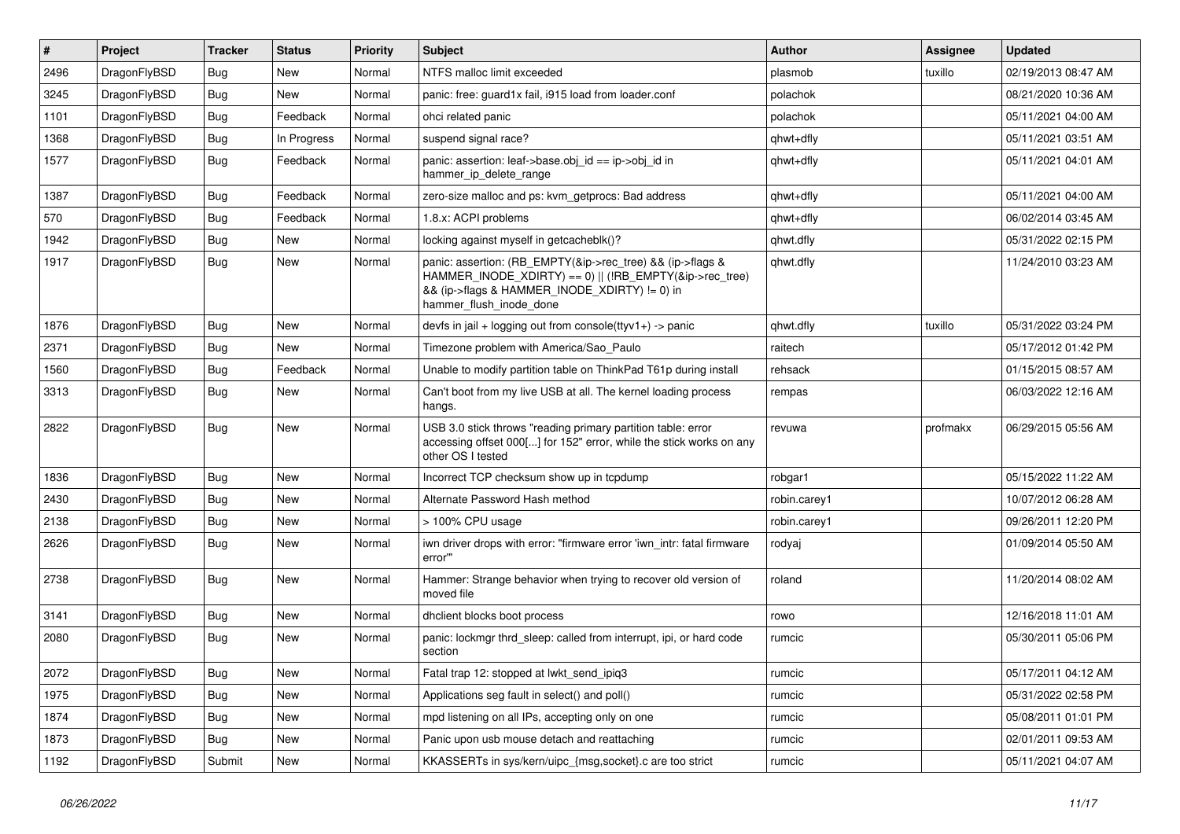| # | Project | Tracker | Status | Priority | Subject | Author | Assignee | Updated |
|---|---|---|---|---|---|---|---|---|
| 2496 | DragonFlyBSD | Bug | New | Normal | NTFS malloc limit exceeded | plasmob | tuxillo | 02/19/2013 08:47 AM |
| 3245 | DragonFlyBSD | Bug | New | Normal | panic: free: guard1x fail, i915 load from loader.conf | polachok | | 08/21/2020 10:36 AM |
| 1101 | DragonFlyBSD | Bug | Feedback | Normal | ohci related panic | polachok | | 05/11/2021 04:00 AM |
| 1368 | DragonFlyBSD | Bug | In Progress | Normal | suspend signal race? | qhwt+dfly | | 05/11/2021 03:51 AM |
| 1577 | DragonFlyBSD | Bug | Feedback | Normal | panic: assertion: leaf->base.obj_id == ip->obj_id in hammer_ip_delete_range | qhwt+dfly | | 05/11/2021 04:01 AM |
| 1387 | DragonFlyBSD | Bug | Feedback | Normal | zero-size malloc and ps: kvm_getprocs: Bad address | qhwt+dfly | | 05/11/2021 04:00 AM |
| 570 | DragonFlyBSD | Bug | Feedback | Normal | 1.8.x: ACPI problems | qhwt+dfly | | 06/02/2014 03:45 AM |
| 1942 | DragonFlyBSD | Bug | New | Normal | locking against myself in getcacheblk()? | qhwt.dfly | | 05/31/2022 02:15 PM |
| 1917 | DragonFlyBSD | Bug | New | Normal | panic: assertion: (RB_EMPTY(&ip->rec_tree) && (ip->flags & HAMMER_INODE_XDIRTY) == 0) \|\| (!RB_EMPTY(&ip->rec_tree) && (ip->flags & HAMMER_INODE_XDIRTY) != 0) in hammer_flush_inode_done | qhwt.dfly | | 11/24/2010 03:23 AM |
| 1876 | DragonFlyBSD | Bug | New | Normal | devfs in jail + logging out from console(ttyv1+) -> panic | qhwt.dfly | tuxillo | 05/31/2022 03:24 PM |
| 2371 | DragonFlyBSD | Bug | New | Normal | Timezone problem with America/Sao_Paulo | raitech | | 05/17/2012 01:42 PM |
| 1560 | DragonFlyBSD | Bug | Feedback | Normal | Unable to modify partition table on ThinkPad T61p during install | rehsack | | 01/15/2015 08:57 AM |
| 3313 | DragonFlyBSD | Bug | New | Normal | Can't boot from my live USB at all. The kernel loading process hangs. | rempas | | 06/03/2022 12:16 AM |
| 2822 | DragonFlyBSD | Bug | New | Normal | USB 3.0 stick throws "reading primary partition table: error accessing offset 000[...] for 152" error, while the stick works on any other OS I tested | revuwa | profmakx | 06/29/2015 05:56 AM |
| 1836 | DragonFlyBSD | Bug | New | Normal | Incorrect TCP checksum show up in tcpdump | robgar1 | | 05/15/2022 11:22 AM |
| 2430 | DragonFlyBSD | Bug | New | Normal | Alternate Password Hash method | robin.carey1 | | 10/07/2012 06:28 AM |
| 2138 | DragonFlyBSD | Bug | New | Normal | > 100% CPU usage | robin.carey1 | | 09/26/2011 12:20 PM |
| 2626 | DragonFlyBSD | Bug | New | Normal | iwn driver drops with error: "firmware error 'iwn_intr: fatal firmware error'" | rodyaj | | 01/09/2014 05:50 AM |
| 2738 | DragonFlyBSD | Bug | New | Normal | Hammer: Strange behavior when trying to recover old version of moved file | roland | | 11/20/2014 08:02 AM |
| 3141 | DragonFlyBSD | Bug | New | Normal | dhclient blocks boot process | rowo | | 12/16/2018 11:01 AM |
| 2080 | DragonFlyBSD | Bug | New | Normal | panic: lockmgr thrd_sleep: called from interrupt, ipi, or hard code section | rumcic | | 05/30/2011 05:06 PM |
| 2072 | DragonFlyBSD | Bug | New | Normal | Fatal trap 12: stopped at lwkt_send_ipiq3 | rumcic | | 05/17/2011 04:12 AM |
| 1975 | DragonFlyBSD | Bug | New | Normal | Applications seg fault in select() and poll() | rumcic | | 05/31/2022 02:58 PM |
| 1874 | DragonFlyBSD | Bug | New | Normal | mpd listening on all IPs, accepting only on one | rumcic | | 05/08/2011 01:01 PM |
| 1873 | DragonFlyBSD | Bug | New | Normal | Panic upon usb mouse detach and reattaching | rumcic | | 02/01/2011 09:53 AM |
| 1192 | DragonFlyBSD | Submit | New | Normal | KKASSERTs in sys/kern/uipc_{msg,socket}.c are too strict | rumcic | | 05/11/2021 04:07 AM |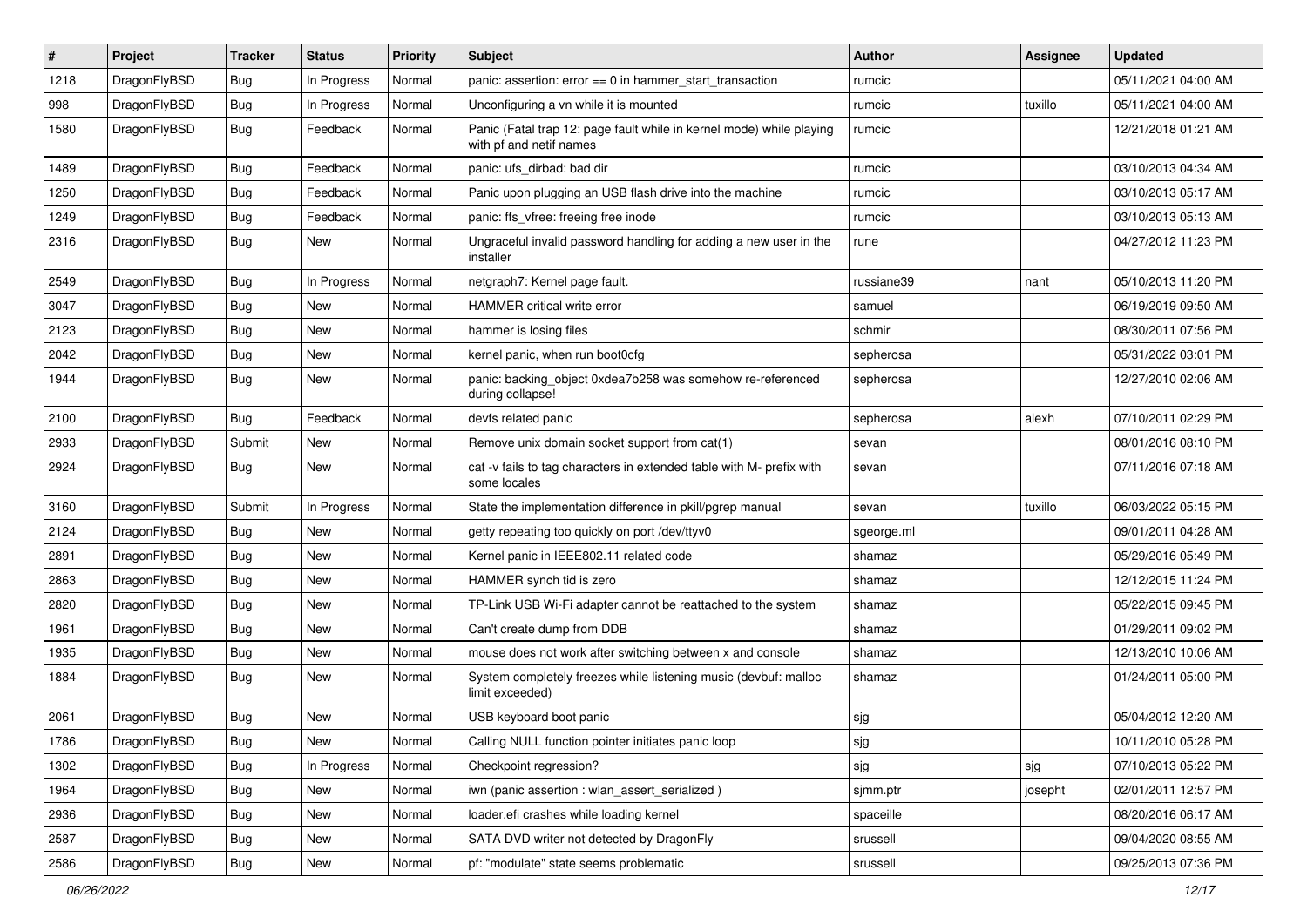| # | Project | Tracker | Status | Priority | Subject | Author | Assignee | Updated |
|---|---|---|---|---|---|---|---|---|
| 1218 | DragonFlyBSD | Bug | In Progress | Normal | panic: assertion: error == 0 in hammer_start_transaction | rumcic | | 05/11/2021 04:00 AM |
| 998 | DragonFlyBSD | Bug | In Progress | Normal | Unconfiguring a vn while it is mounted | rumcic | tuxillo | 05/11/2021 04:00 AM |
| 1580 | DragonFlyBSD | Bug | Feedback | Normal | Panic (Fatal trap 12: page fault while in kernel mode) while playing with pf and netif names | rumcic | | 12/21/2018 01:21 AM |
| 1489 | DragonFlyBSD | Bug | Feedback | Normal | panic: ufs_dirbad: bad dir | rumcic | | 03/10/2013 04:34 AM |
| 1250 | DragonFlyBSD | Bug | Feedback | Normal | Panic upon plugging an USB flash drive into the machine | rumcic | | 03/10/2013 05:17 AM |
| 1249 | DragonFlyBSD | Bug | Feedback | Normal | panic: ffs_vfree: freeing free inode | rumcic | | 03/10/2013 05:13 AM |
| 2316 | DragonFlyBSD | Bug | New | Normal | Ungraceful invalid password handling for adding a new user in the installer | rune | | 04/27/2012 11:23 PM |
| 2549 | DragonFlyBSD | Bug | In Progress | Normal | netgraph7: Kernel page fault. | russiane39 | nant | 05/10/2013 11:20 PM |
| 3047 | DragonFlyBSD | Bug | New | Normal | HAMMER critical write error | samuel | | 06/19/2019 09:50 AM |
| 2123 | DragonFlyBSD | Bug | New | Normal | hammer is losing files | schmir | | 08/30/2011 07:56 PM |
| 2042 | DragonFlyBSD | Bug | New | Normal | kernel panic, when run boot0cfg | sepherosa | | 05/31/2022 03:01 PM |
| 1944 | DragonFlyBSD | Bug | New | Normal | panic: backing_object 0xdea7b258 was somehow re-referenced during collapse! | sepherosa | | 12/27/2010 02:06 AM |
| 2100 | DragonFlyBSD | Bug | Feedback | Normal | devfs related panic | sepherosa | alexh | 07/10/2011 02:29 PM |
| 2933 | DragonFlyBSD | Submit | New | Normal | Remove unix domain socket support from cat(1) | sevan | | 08/01/2016 08:10 PM |
| 2924 | DragonFlyBSD | Bug | New | Normal | cat -v fails to tag characters in extended table with M- prefix with some locales | sevan | | 07/11/2016 07:18 AM |
| 3160 | DragonFlyBSD | Submit | In Progress | Normal | State the implementation difference in pkill/pgrep manual | sevan | tuxillo | 06/03/2022 05:15 PM |
| 2124 | DragonFlyBSD | Bug | New | Normal | getty repeating too quickly on port /dev/ttyv0 | sgeorge.ml | | 09/01/2011 04:28 AM |
| 2891 | DragonFlyBSD | Bug | New | Normal | Kernel panic in IEEE802.11 related code | shamaz | | 05/29/2016 05:49 PM |
| 2863 | DragonFlyBSD | Bug | New | Normal | HAMMER synch tid is zero | shamaz | | 12/12/2015 11:24 PM |
| 2820 | DragonFlyBSD | Bug | New | Normal | TP-Link USB Wi-Fi adapter cannot be reattached to the system | shamaz | | 05/22/2015 09:45 PM |
| 1961 | DragonFlyBSD | Bug | New | Normal | Can't create dump from DDB | shamaz | | 01/29/2011 09:02 PM |
| 1935 | DragonFlyBSD | Bug | New | Normal | mouse does not work after switching between x and console | shamaz | | 12/13/2010 10:06 AM |
| 1884 | DragonFlyBSD | Bug | New | Normal | System completely freezes while listening music (devbuf: malloc limit exceeded) | shamaz | | 01/24/2011 05:00 PM |
| 2061 | DragonFlyBSD | Bug | New | Normal | USB keyboard boot panic | sjg | | 05/04/2012 12:20 AM |
| 1786 | DragonFlyBSD | Bug | New | Normal | Calling NULL function pointer initiates panic loop | sjg | | 10/11/2010 05:28 PM |
| 1302 | DragonFlyBSD | Bug | In Progress | Normal | Checkpoint regression? | sjg | sjg | 07/10/2013 05:22 PM |
| 1964 | DragonFlyBSD | Bug | New | Normal | iwn (panic assertion : wlan_assert_serialized ) | sjmm.ptr | josepht | 02/01/2011 12:57 PM |
| 2936 | DragonFlyBSD | Bug | New | Normal | loader.efi crashes while loading kernel | spaceille | | 08/20/2016 06:17 AM |
| 2587 | DragonFlyBSD | Bug | New | Normal | SATA DVD writer not detected by DragonFly | srussell | | 09/04/2020 08:55 AM |
| 2586 | DragonFlyBSD | Bug | New | Normal | pf: "modulate" state seems problematic | srussell | | 09/25/2013 07:36 PM |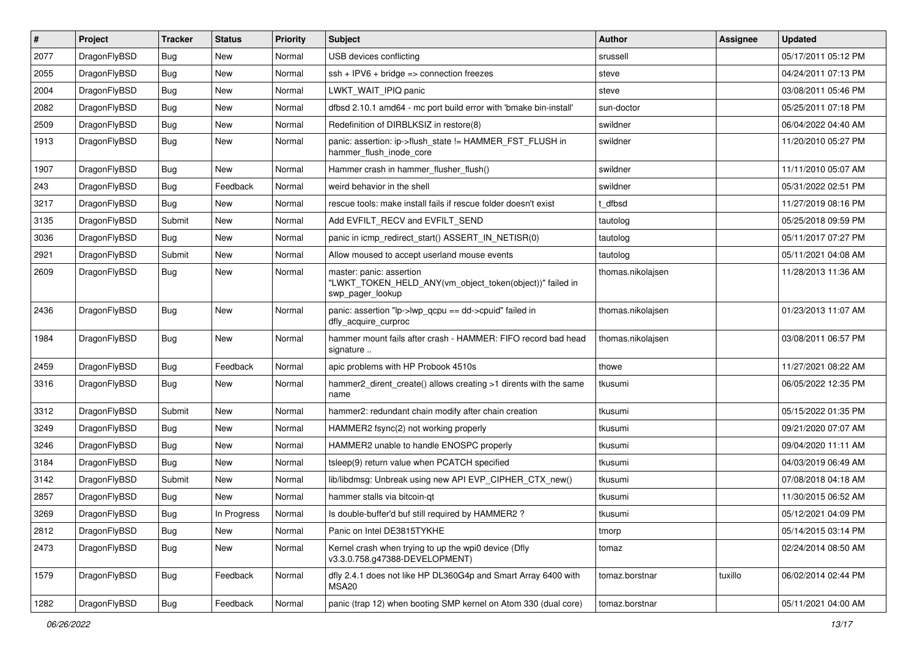| # | Project | Tracker | Status | Priority | Subject | Author | Assignee | Updated |
|---|---|---|---|---|---|---|---|---|
| 2077 | DragonFlyBSD | Bug | New | Normal | USB devices conflicting | srussell | | 05/17/2011 05:12 PM |
| 2055 | DragonFlyBSD | Bug | New | Normal | ssh + IPV6 + bridge => connection freezes | steve | | 04/24/2011 07:13 PM |
| 2004 | DragonFlyBSD | Bug | New | Normal | LWKT_WAIT_IPIQ panic | steve | | 03/08/2011 05:46 PM |
| 2082 | DragonFlyBSD | Bug | New | Normal | dfbsd 2.10.1 amd64 - mc port build error with 'bmake bin-install' | sun-doctor | | 05/25/2011 07:18 PM |
| 2509 | DragonFlyBSD | Bug | New | Normal | Redefinition of DIRBLKSIZ in restore(8) | swildner | | 06/04/2022 04:40 AM |
| 1913 | DragonFlyBSD | Bug | New | Normal | panic: assertion: ip->flush_state != HAMMER_FST_FLUSH in hammer_flush_inode_core | swildner | | 11/20/2010 05:27 PM |
| 1907 | DragonFlyBSD | Bug | New | Normal | Hammer crash in hammer_flusher_flush() | swildner | | 11/11/2010 05:07 AM |
| 243 | DragonFlyBSD | Bug | Feedback | Normal | weird behavior in the shell | swildner | | 05/31/2022 02:51 PM |
| 3217 | DragonFlyBSD | Bug | New | Normal | rescue tools: make install fails if rescue folder doesn't exist | t_dfbsd | | 11/27/2019 08:16 PM |
| 3135 | DragonFlyBSD | Submit | New | Normal | Add EVFILT_RECV and EVFILT_SEND | tautolog | | 05/25/2018 09:59 PM |
| 3036 | DragonFlyBSD | Bug | New | Normal | panic in icmp_redirect_start() ASSERT_IN_NETISR(0) | tautolog | | 05/11/2017 07:27 PM |
| 2921 | DragonFlyBSD | Submit | New | Normal | Allow moused to accept userland mouse events | tautolog | | 05/11/2021 04:08 AM |
| 2609 | DragonFlyBSD | Bug | New | Normal | master: panic: assertion "LWKT_TOKEN_HELD_ANY(vm_object_token(object))" failed in swp_pager_lookup | thomas.nikolajsen | | 11/28/2013 11:36 AM |
| 2436 | DragonFlyBSD | Bug | New | Normal | panic: assertion "lp->lwp_qcpu == dd->cpuid" failed in dfly_acquire_curproc | thomas.nikolajsen | | 01/23/2013 11:07 AM |
| 1984 | DragonFlyBSD | Bug | New | Normal | hammer mount fails after crash - HAMMER: FIFO record bad head signature .. | thomas.nikolajsen | | 03/08/2011 06:57 PM |
| 2459 | DragonFlyBSD | Bug | Feedback | Normal | apic problems with HP Probook 4510s | thowe | | 11/27/2021 08:22 AM |
| 3316 | DragonFlyBSD | Bug | New | Normal | hammer2_dirent_create() allows creating >1 dirents with the same name | tkusumi | | 06/05/2022 12:35 PM |
| 3312 | DragonFlyBSD | Submit | New | Normal | hammer2: redundant chain modify after chain creation | tkusumi | | 05/15/2022 01:35 PM |
| 3249 | DragonFlyBSD | Bug | New | Normal | HAMMER2 fsync(2) not working properly | tkusumi | | 09/21/2020 07:07 AM |
| 3246 | DragonFlyBSD | Bug | New | Normal | HAMMER2 unable to handle ENOSPC properly | tkusumi | | 09/04/2020 11:11 AM |
| 3184 | DragonFlyBSD | Bug | New | Normal | tsleep(9) return value when PCATCH specified | tkusumi | | 04/03/2019 06:49 AM |
| 3142 | DragonFlyBSD | Submit | New | Normal | lib/libdmsg: Unbreak using new API EVP_CIPHER_CTX_new() | tkusumi | | 07/08/2018 04:18 AM |
| 2857 | DragonFlyBSD | Bug | New | Normal | hammer stalls via bitcoin-qt | tkusumi | | 11/30/2015 06:52 AM |
| 3269 | DragonFlyBSD | Bug | In Progress | Normal | Is double-buffer'd buf still required by HAMMER2 ? | tkusumi | | 05/12/2021 04:09 PM |
| 2812 | DragonFlyBSD | Bug | New | Normal | Panic on Intel DE3815TYKHE | tmorp | | 05/14/2015 03:14 PM |
| 2473 | DragonFlyBSD | Bug | New | Normal | Kernel crash when trying to up the wpi0 device (Dfly v3.3.0.758.g47388-DEVELOPMENT) | tomaz | | 02/24/2014 08:50 AM |
| 1579 | DragonFlyBSD | Bug | Feedback | Normal | dfly 2.4.1 does not like HP DL360G4p and Smart Array 6400 with MSA20 | tomaz.borstnar | tuxillo | 06/02/2014 02:44 PM |
| 1282 | DragonFlyBSD | Bug | Feedback | Normal | panic (trap 12) when booting SMP kernel on Atom 330 (dual core) | tomaz.borstnar | | 05/11/2021 04:00 AM |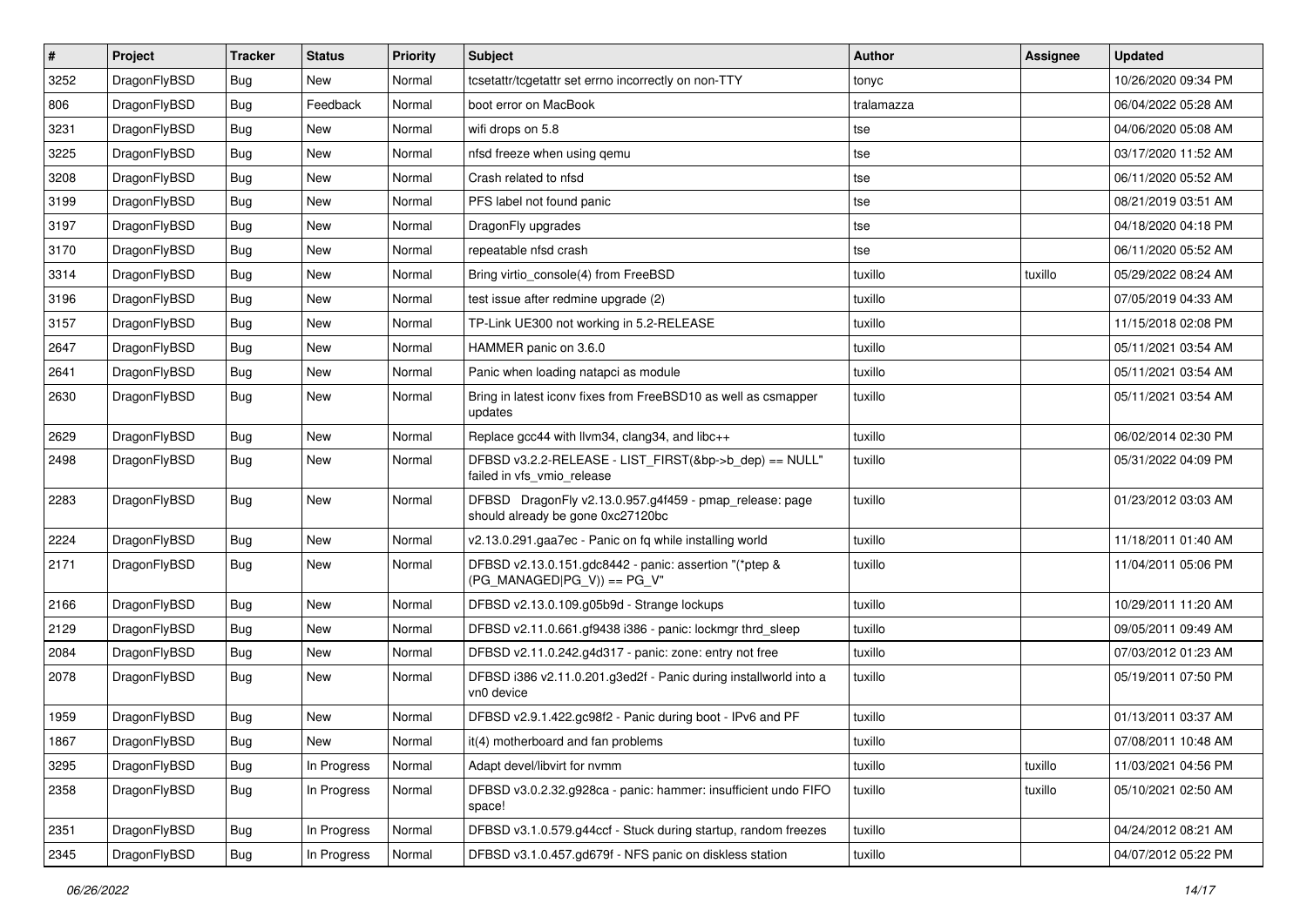| # | Project | Tracker | Status | Priority | Subject | Author | Assignee | Updated |
|---|---|---|---|---|---|---|---|---|
| 3252 | DragonFlyBSD | Bug | New | Normal | tcsetattr/tcgetattr set errno incorrectly on non-TTY | tonyc | | 10/26/2020 09:34 PM |
| 806 | DragonFlyBSD | Bug | Feedback | Normal | boot error on MacBook | tralamazza | | 06/04/2022 05:28 AM |
| 3231 | DragonFlyBSD | Bug | New | Normal | wifi drops on 5.8 | tse | | 04/06/2020 05:08 AM |
| 3225 | DragonFlyBSD | Bug | New | Normal | nfsd freeze when using qemu | tse | | 03/17/2020 11:52 AM |
| 3208 | DragonFlyBSD | Bug | New | Normal | Crash related to nfsd | tse | | 06/11/2020 05:52 AM |
| 3199 | DragonFlyBSD | Bug | New | Normal | PFS label not found panic | tse | | 08/21/2019 03:51 AM |
| 3197 | DragonFlyBSD | Bug | New | Normal | DragonFly upgrades | tse | | 04/18/2020 04:18 PM |
| 3170 | DragonFlyBSD | Bug | New | Normal | repeatable nfsd crash | tse | | 06/11/2020 05:52 AM |
| 3314 | DragonFlyBSD | Bug | New | Normal | Bring virtio_console(4) from FreeBSD | tuxillo | tuxillo | 05/29/2022 08:24 AM |
| 3196 | DragonFlyBSD | Bug | New | Normal | test issue after redmine upgrade (2) | tuxillo | | 07/05/2019 04:33 AM |
| 3157 | DragonFlyBSD | Bug | New | Normal | TP-Link UE300 not working in 5.2-RELEASE | tuxillo | | 11/15/2018 02:08 PM |
| 2647 | DragonFlyBSD | Bug | New | Normal | HAMMER panic on 3.6.0 | tuxillo | | 05/11/2021 03:54 AM |
| 2641 | DragonFlyBSD | Bug | New | Normal | Panic when loading natapci as module | tuxillo | | 05/11/2021 03:54 AM |
| 2630 | DragonFlyBSD | Bug | New | Normal | Bring in latest iconv fixes from FreeBSD10 as well as csmapper updates | tuxillo | | 05/11/2021 03:54 AM |
| 2629 | DragonFlyBSD | Bug | New | Normal | Replace gcc44 with llvm34, clang34, and libc++ | tuxillo | | 06/02/2014 02:30 PM |
| 2498 | DragonFlyBSD | Bug | New | Normal | DFBSD v3.2.2-RELEASE - LIST_FIRST(&bp->b_dep) == NULL" failed in vfs_vmio_release | tuxillo | | 05/31/2022 04:09 PM |
| 2283 | DragonFlyBSD | Bug | New | Normal | DFBSD DragonFly v2.13.0.957.g4f459 - pmap_release: page should already be gone 0xc27120bc | tuxillo | | 01/23/2012 03:03 AM |
| 2224 | DragonFlyBSD | Bug | New | Normal | v2.13.0.291.gaa7ec - Panic on fq while installing world | tuxillo | | 11/18/2011 01:40 AM |
| 2171 | DragonFlyBSD | Bug | New | Normal | DFBSD v2.13.0.151.gdc8442 - panic: assertion "(*ptep & (PG_MANAGED\|PG_V)) == PG_V" | tuxillo | | 11/04/2011 05:06 PM |
| 2166 | DragonFlyBSD | Bug | New | Normal | DFBSD v2.13.0.109.g05b9d - Strange lockups | tuxillo | | 10/29/2011 11:20 AM |
| 2129 | DragonFlyBSD | Bug | New | Normal | DFBSD v2.11.0.661.gf9438 i386 - panic: lockmgr thrd_sleep | tuxillo | | 09/05/2011 09:49 AM |
| 2084 | DragonFlyBSD | Bug | New | Normal | DFBSD v2.11.0.242.g4d317 - panic: zone: entry not free | tuxillo | | 07/03/2012 01:23 AM |
| 2078 | DragonFlyBSD | Bug | New | Normal | DFBSD i386 v2.11.0.201.g3ed2f - Panic during installworld into a vn0 device | tuxillo | | 05/19/2011 07:50 PM |
| 1959 | DragonFlyBSD | Bug | New | Normal | DFBSD v2.9.1.422.gc98f2 - Panic during boot - IPv6 and PF | tuxillo | | 01/13/2011 03:37 AM |
| 1867 | DragonFlyBSD | Bug | New | Normal | it(4) motherboard and fan problems | tuxillo | | 07/08/2011 10:48 AM |
| 3295 | DragonFlyBSD | Bug | In Progress | Normal | Adapt devel/libvirt for nvmm | tuxillo | tuxillo | 11/03/2021 04:56 PM |
| 2358 | DragonFlyBSD | Bug | In Progress | Normal | DFBSD v3.0.2.32.g928ca - panic: hammer: insufficient undo FIFO space! | tuxillo | tuxillo | 05/10/2021 02:50 AM |
| 2351 | DragonFlyBSD | Bug | In Progress | Normal | DFBSD v3.1.0.579.g44ccf - Stuck during startup, random freezes | tuxillo | | 04/24/2012 08:21 AM |
| 2345 | DragonFlyBSD | Bug | In Progress | Normal | DFBSD v3.1.0.457.gd679f - NFS panic on diskless station | tuxillo | | 04/07/2012 05:22 PM |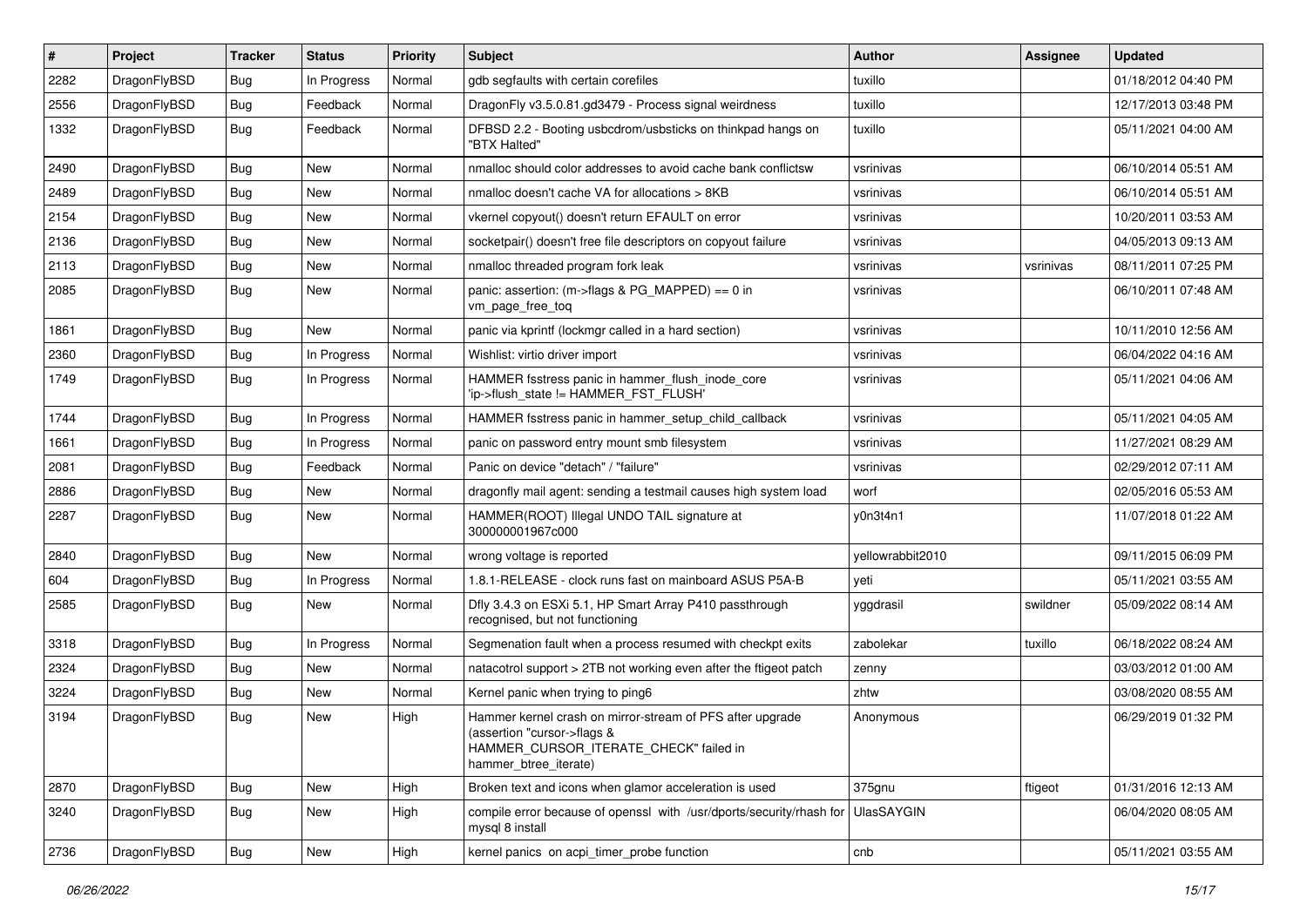| # | Project | Tracker | Status | Priority | Subject | Author | Assignee | Updated |
| --- | --- | --- | --- | --- | --- | --- | --- | --- |
| 2282 | DragonFlyBSD | Bug | In Progress | Normal | gdb segfaults with certain corefiles | tuxillo | | 01/18/2012 04:40 PM |
| 2556 | DragonFlyBSD | Bug | Feedback | Normal | DragonFly v3.5.0.81.gd3479 - Process signal weirdness | tuxillo | | 12/17/2013 03:48 PM |
| 1332 | DragonFlyBSD | Bug | Feedback | Normal | DFBSD 2.2 - Booting usbcdrom/usbsticks on thinkpad hangs on "BTX Halted" | tuxillo | | 05/11/2021 04:00 AM |
| 2490 | DragonFlyBSD | Bug | New | Normal | nmalloc should color addresses to avoid cache bank conflictsw | vsrinivas | | 06/10/2014 05:51 AM |
| 2489 | DragonFlyBSD | Bug | New | Normal | nmalloc doesn't cache VA for allocations > 8KB | vsrinivas | | 06/10/2014 05:51 AM |
| 2154 | DragonFlyBSD | Bug | New | Normal | vkernel copyout() doesn't return EFAULT on error | vsrinivas | | 10/20/2011 03:53 AM |
| 2136 | DragonFlyBSD | Bug | New | Normal | socketpair() doesn't free file descriptors on copyout failure | vsrinivas | | 04/05/2013 09:13 AM |
| 2113 | DragonFlyBSD | Bug | New | Normal | nmalloc threaded program fork leak | vsrinivas | vsrinivas | 08/11/2011 07:25 PM |
| 2085 | DragonFlyBSD | Bug | New | Normal | panic: assertion: (m->flags & PG_MAPPED) == 0 in vm_page_free_toq | vsrinivas | | 06/10/2011 07:48 AM |
| 1861 | DragonFlyBSD | Bug | New | Normal | panic via kprintf (lockmgr called in a hard section) | vsrinivas | | 10/11/2010 12:56 AM |
| 2360 | DragonFlyBSD | Bug | In Progress | Normal | Wishlist: virtio driver import | vsrinivas | | 06/04/2022 04:16 AM |
| 1749 | DragonFlyBSD | Bug | In Progress | Normal | HAMMER fsstress panic in hammer_flush_inode_core 'ip->flush_state != HAMMER_FST_FLUSH' | vsrinivas | | 05/11/2021 04:06 AM |
| 1744 | DragonFlyBSD | Bug | In Progress | Normal | HAMMER fsstress panic in hammer_setup_child_callback | vsrinivas | | 05/11/2021 04:05 AM |
| 1661 | DragonFlyBSD | Bug | In Progress | Normal | panic on password entry mount smb filesystem | vsrinivas | | 11/27/2021 08:29 AM |
| 2081 | DragonFlyBSD | Bug | Feedback | Normal | Panic on device "detach" / "failure" | vsrinivas | | 02/29/2012 07:11 AM |
| 2886 | DragonFlyBSD | Bug | New | Normal | dragonfly mail agent: sending a testmail causes high system load | worf | | 02/05/2016 05:53 AM |
| 2287 | DragonFlyBSD | Bug | New | Normal | HAMMER(ROOT) Illegal UNDO TAIL signature at 300000001967c000 | y0n3t4n1 | | 11/07/2018 01:22 AM |
| 2840 | DragonFlyBSD | Bug | New | Normal | wrong voltage is reported | yellowrabbit2010 | | 09/11/2015 06:09 PM |
| 604 | DragonFlyBSD | Bug | In Progress | Normal | 1.8.1-RELEASE - clock runs fast on mainboard ASUS P5A-B | yeti | | 05/11/2021 03:55 AM |
| 2585 | DragonFlyBSD | Bug | New | Normal | Dfly 3.4.3 on ESXi 5.1, HP Smart Array P410 passthrough recognised, but not functioning | yggdrasil | swildner | 05/09/2022 08:14 AM |
| 3318 | DragonFlyBSD | Bug | In Progress | Normal | Segmenation fault when a process resumed with checkpt exits | zabolekar | tuxillo | 06/18/2022 08:24 AM |
| 2324 | DragonFlyBSD | Bug | New | Normal | natacotrol support > 2TB not working even after the ftigeot patch | zenny | | 03/03/2012 01:00 AM |
| 3224 | DragonFlyBSD | Bug | New | Normal | Kernel panic when trying to ping6 | zhtw | | 03/08/2020 08:55 AM |
| 3194 | DragonFlyBSD | Bug | New | High | Hammer kernel crash on mirror-stream of PFS after upgrade (assertion "cursor->flags & HAMMER_CURSOR_ITERATE_CHECK" failed in hammer_btree_iterate) | Anonymous | | 06/29/2019 01:32 PM |
| 2870 | DragonFlyBSD | Bug | New | High | Broken text and icons when glamor acceleration is used | 375gnu | ftigeot | 01/31/2016 12:13 AM |
| 3240 | DragonFlyBSD | Bug | New | High | compile error because of openssl with /usr/dports/security/rhash for mysql 8 install | UlasSAYGIN | | 06/04/2020 08:05 AM |
| 2736 | DragonFlyBSD | Bug | New | High | kernel panics on acpi_timer_probe function | cnb | | 05/11/2021 03:55 AM |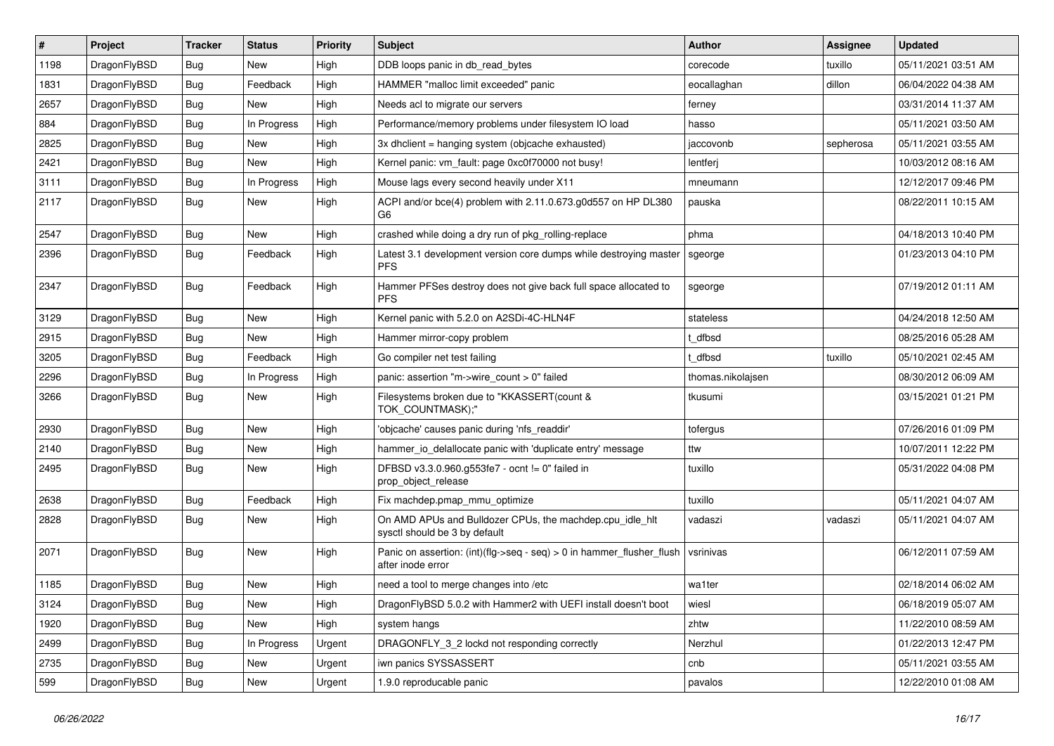| # | Project | Tracker | Status | Priority | Subject | Author | Assignee | Updated |
|---|---|---|---|---|---|---|---|---|
| 1198 | DragonFlyBSD | Bug | New | High | DDB loops panic in db_read_bytes | corecode | tuxillo | 05/11/2021 03:51 AM |
| 1831 | DragonFlyBSD | Bug | Feedback | High | HAMMER "malloc limit exceeded" panic | eocallaghan | dillon | 06/04/2022 04:38 AM |
| 2657 | DragonFlyBSD | Bug | New | High | Needs acl to migrate our servers | ferney | | 03/31/2014 11:37 AM |
| 884 | DragonFlyBSD | Bug | In Progress | High | Performance/memory problems under filesystem IO load | hasso | | 05/11/2021 03:50 AM |
| 2825 | DragonFlyBSD | Bug | New | High | 3x dhclient = hanging system (objcache exhausted) | jaccovonb | sepherosa | 05/11/2021 03:55 AM |
| 2421 | DragonFlyBSD | Bug | New | High | Kernel panic: vm_fault: page 0xc0f70000 not busy! | lentferj | | 10/03/2012 08:16 AM |
| 3111 | DragonFlyBSD | Bug | In Progress | High | Mouse lags every second heavily under X11 | mneumann | | 12/12/2017 09:46 PM |
| 2117 | DragonFlyBSD | Bug | New | High | ACPI and/or bce(4) problem with 2.11.0.673.g0d557 on HP DL380 G6 | pauska | | 08/22/2011 10:15 AM |
| 2547 | DragonFlyBSD | Bug | New | High | crashed while doing a dry run of pkg_rolling-replace | phma | | 04/18/2013 10:40 PM |
| 2396 | DragonFlyBSD | Bug | Feedback | High | Latest 3.1 development version core dumps while destroying master PFS | sgeorge | | 01/23/2013 04:10 PM |
| 2347 | DragonFlyBSD | Bug | Feedback | High | Hammer PFSes destroy does not give back full space allocated to PFS | sgeorge | | 07/19/2012 01:11 AM |
| 3129 | DragonFlyBSD | Bug | New | High | Kernel panic with 5.2.0 on A2SDi-4C-HLN4F | stateless | | 04/24/2018 12:50 AM |
| 2915 | DragonFlyBSD | Bug | New | High | Hammer mirror-copy problem | t_dfbsd | | 08/25/2016 05:28 AM |
| 3205 | DragonFlyBSD | Bug | Feedback | High | Go compiler net test failing | t_dfbsd | tuxillo | 05/10/2021 02:45 AM |
| 2296 | DragonFlyBSD | Bug | In Progress | High | panic: assertion "m->wire_count > 0" failed | thomas.nikolajsen | | 08/30/2012 06:09 AM |
| 3266 | DragonFlyBSD | Bug | New | High | Filesystems broken due to "KKASSERT(count & TOK_COUNTMASK);" | tkusumi | | 03/15/2021 01:21 PM |
| 2930 | DragonFlyBSD | Bug | New | High | 'objcache' causes panic during 'nfs_readdir' | tofergus | | 07/26/2016 01:09 PM |
| 2140 | DragonFlyBSD | Bug | New | High | hammer_io_delallocate panic with 'duplicate entry' message | ttw | | 10/07/2011 12:22 PM |
| 2495 | DragonFlyBSD | Bug | New | High | DFBSD v3.3.0.960.g553fe7 - ocnt != 0" failed in prop_object_release | tuxillo | | 05/31/2022 04:08 PM |
| 2638 | DragonFlyBSD | Bug | Feedback | High | Fix machdep.pmap_mmu_optimize | tuxillo | | 05/11/2021 04:07 AM |
| 2828 | DragonFlyBSD | Bug | New | High | On AMD APUs and Bulldozer CPUs, the machdep.cpu_idle_hlt sysctl should be 3 by default | vadaszi | vadaszi | 05/11/2021 04:07 AM |
| 2071 | DragonFlyBSD | Bug | New | High | Panic on assertion: (int)(flg->seq - seq) > 0 in hammer_flusher_flush after inode error | vsrinivas | | 06/12/2011 07:59 AM |
| 1185 | DragonFlyBSD | Bug | New | High | need a tool to merge changes into /etc | wa1ter | | 02/18/2014 06:02 AM |
| 3124 | DragonFlyBSD | Bug | New | High | DragonFlyBSD 5.0.2 with Hammer2 with UEFI install doesn't boot | wiesl | | 06/18/2019 05:07 AM |
| 1920 | DragonFlyBSD | Bug | New | High | system hangs | zhtw | | 11/22/2010 08:59 AM |
| 2499 | DragonFlyBSD | Bug | In Progress | Urgent | DRAGONFLY_3_2 lockd not responding correctly | Nerzhul | | 01/22/2013 12:47 PM |
| 2735 | DragonFlyBSD | Bug | New | Urgent | iwn panics SYSSASSERT | cnb | | 05/11/2021 03:55 AM |
| 599 | DragonFlyBSD | Bug | New | Urgent | 1.9.0 reproducable panic | pavalos | | 12/22/2010 01:08 AM |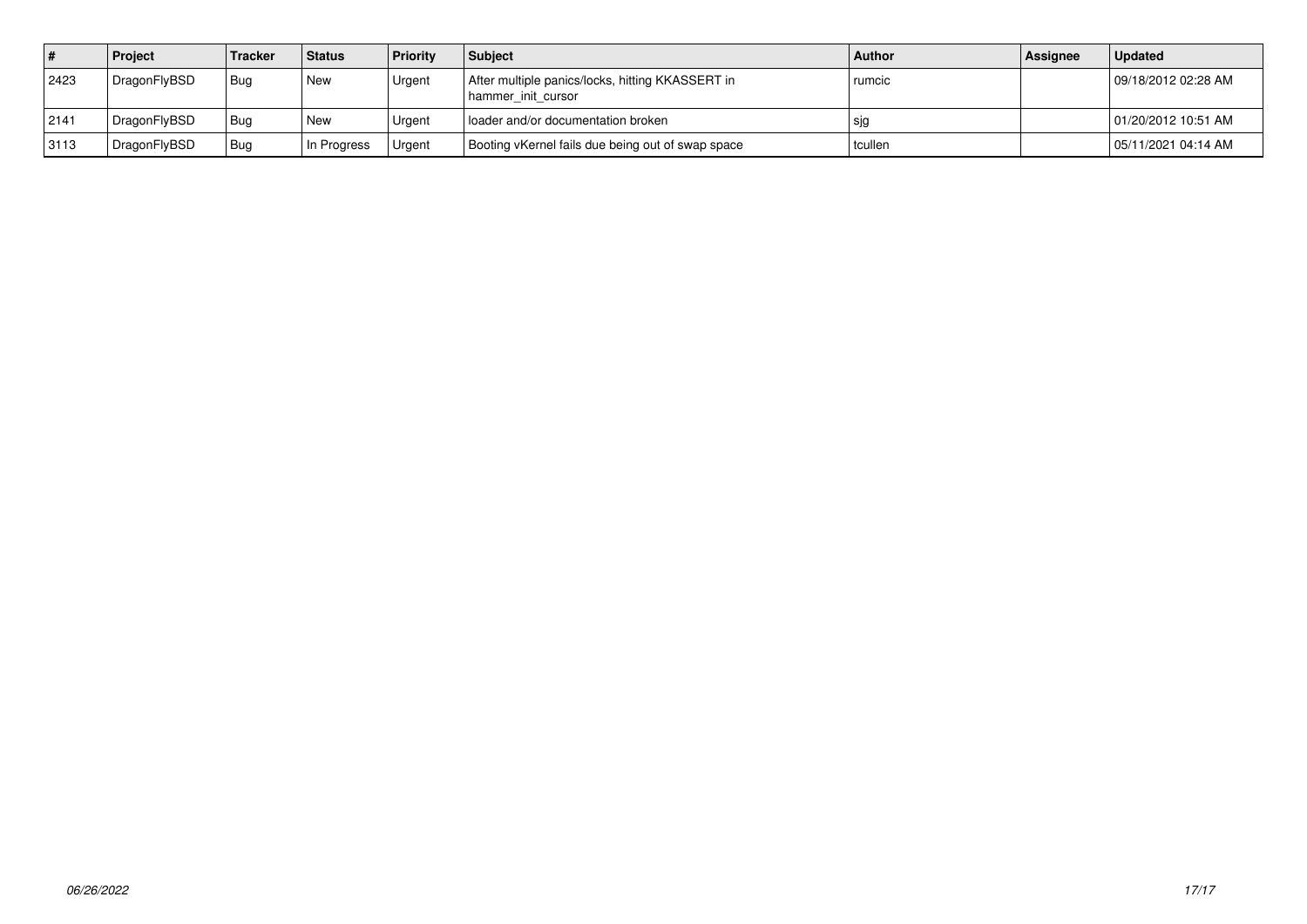| # | Project | Tracker | Status | Priority | Subject | Author | Assignee | Updated |
|---|---|---|---|---|---|---|---|---|
| 2423 | DragonFlyBSD | Bug | New | Urgent | After multiple panics/locks, hitting KKASSERT in hammer_init_cursor | rumcic | | 09/18/2012 02:28 AM |
| 2141 | DragonFlyBSD | Bug | New | Urgent | loader and/or documentation broken | sjg | | 01/20/2012 10:51 AM |
| 3113 | DragonFlyBSD | Bug | In Progress | Urgent | Booting vKernel fails due being out of swap space | tcullen | | 05/11/2021 04:14 AM |

*06/26/2022*